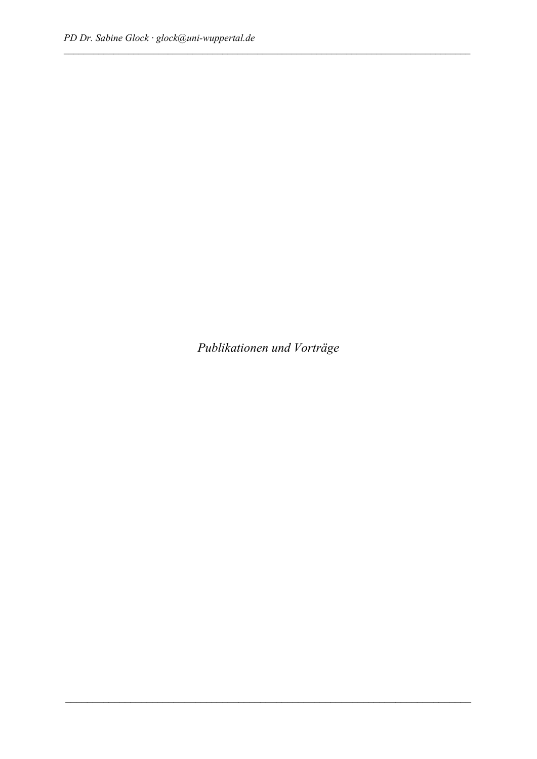*Publikationen und Vorträge*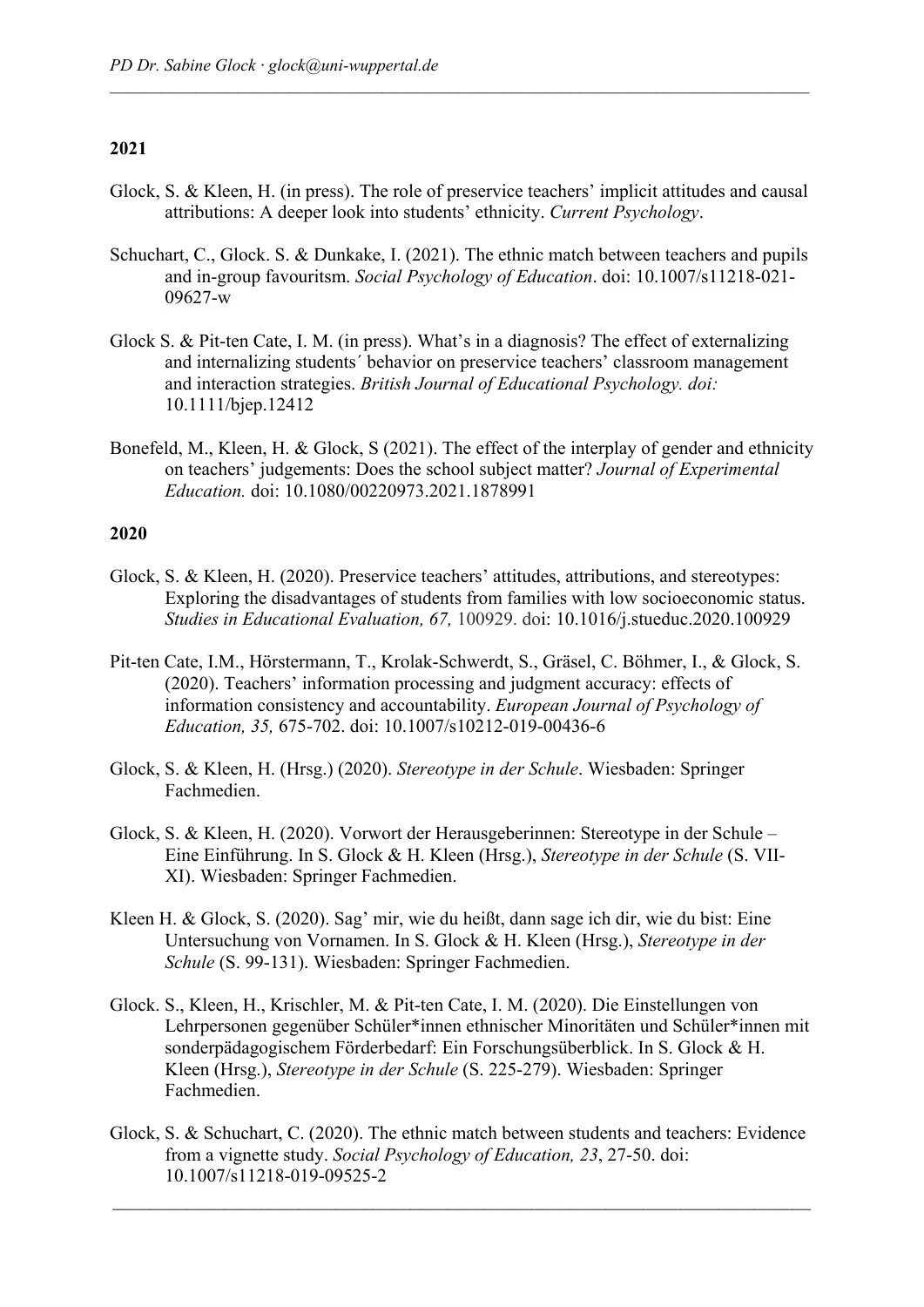**2021**

Glock, S. & Kleen, H. (in press). The role of preservice teachers' implicit attitudes and causal attributions: A deeper look into students' ethnicity. *Current Psychology*.

Schuchart, C., Glock. S. & Dunkake, I. (2021). The ethnic match between teachers and pupils and in-group favouritsm. *Social Psychology of Education*. doi: 10.1007/s11218-021-09627-w

Glock S. & Pit-ten Cate, I. M. (in press). What's in a diagnosis? The effect of externalizing and internalizing students´ behavior on preservice teachers' classroom management and interaction strategies. *British Journal of Educational Psychology. doi:* 10.1111/bjep.12412

Bonefeld, M., Kleen, H. & Glock, S (2021). The effect of the interplay of gender and ethnicity on teachers' judgements: Does the school subject matter? *Journal of Experimental Education.* doi: 10.1080/00220973.2021.1878991

**2020**

Glock, S. & Kleen, H. (2020). Preservice teachers' attitudes, attributions, and stereotypes: Exploring the disadvantages of students from families with low socioeconomic status. *Studies in Educational Evaluation, 67,* 100929. doi: 10.1016/j.stueduc.2020.100929

Pit-ten Cate, I.M., Hörstermann, T., Krolak-Schwerdt, S., Gräsel, C. Böhmer, I., & Glock, S. (2020). Teachers' information processing and judgment accuracy: effects of information consistency and accountability. *European Journal of Psychology of Education, 35,* 675-702. doi: 10.1007/s10212-019-00436-6

Glock, S. & Kleen, H. (Hrsg.) (2020). *Stereotype in der Schule*. Wiesbaden: Springer Fachmedien.

Glock, S. & Kleen, H. (2020). Vorwort der Herausgeberinnen: Stereotype in der Schule – Eine Einführung. In S. Glock & H. Kleen (Hrsg.), *Stereotype in der Schule* (S. VII-XI). Wiesbaden: Springer Fachmedien.

Kleen H. & Glock, S. (2020). Sag' mir, wie du heißt, dann sage ich dir, wie du bist: Eine Untersuchung von Vornamen. In S. Glock & H. Kleen (Hrsg.), *Stereotype in der Schule* (S. 99-131). Wiesbaden: Springer Fachmedien.

Glock. S., Kleen, H., Krischler, M. & Pit-ten Cate, I. M. (2020). Die Einstellungen von Lehrpersonen gegenüber Schüler*innen ethnischer Minoritäten und Schüler*innen mit sonderpädagogischem Förderbedarf: Ein Forschungsüberblick. In S. Glock & H. Kleen (Hrsg.), *Stereotype in der Schule* (S. 225-279). Wiesbaden: Springer Fachmedien.

Glock, S. & Schuchart, C. (2020). The ethnic match between students and teachers: Evidence from a vignette study. *Social Psychology of Education, 23*, 27-50. doi: 10.1007/s11218-019-09525-2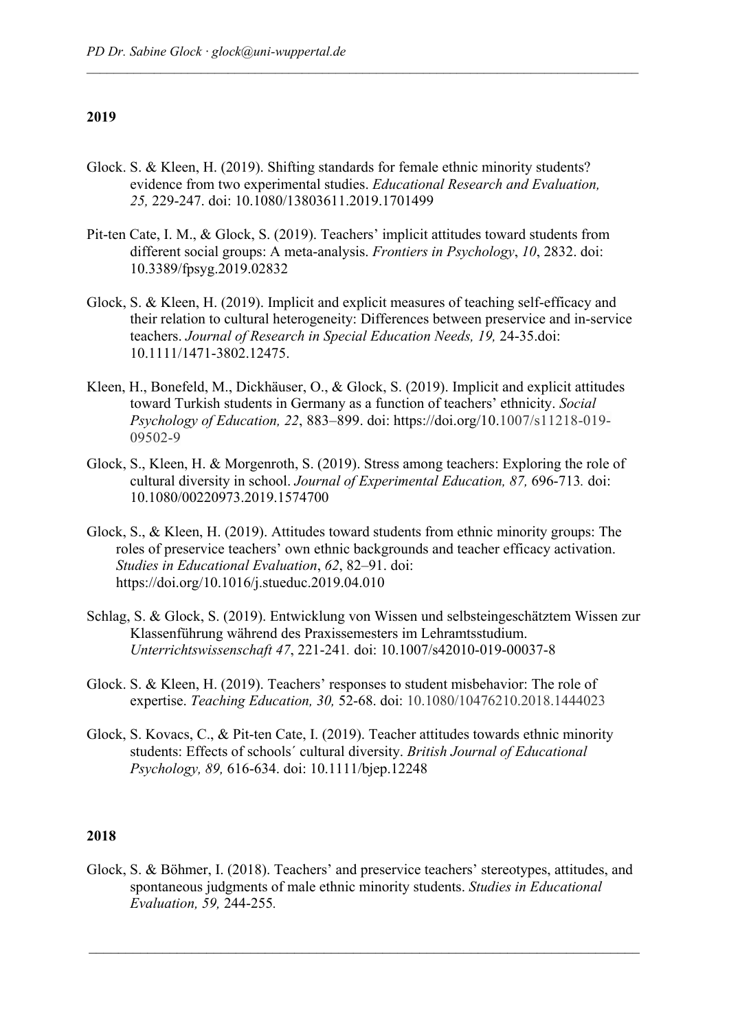**2019**

Glock. S. & Kleen, H. (2019). Shifting standards for female ethnic minority students? evidence from two experimental studies. *Educational Research and Evaluation, 25,* 229-247. doi: 10.1080/13803611.2019.1701499

Pit-ten Cate, I. M., & Glock, S. (2019). Teachers' implicit attitudes toward students from different social groups: A meta-analysis. *Frontiers in Psychology*, *10*, 2832. doi: 10.3389/fpsyg.2019.02832

Glock, S. & Kleen, H. (2019). Implicit and explicit measures of teaching self-efficacy and their relation to cultural heterogeneity: Differences between preservice and in-service teachers. *Journal of Research in Special Education Needs, 19,* 24-35.doi: 10.1111/1471-3802.12475.

Kleen, H., Bonefeld, M., Dickhäuser, O., & Glock, S. (2019). Implicit and explicit attitudes toward Turkish students in Germany as a function of teachers' ethnicity. *Social Psychology of Education, 22*, 883–899. doi: https://doi.org/10.1007/s11218-019-09502-9

Glock, S., Kleen, H. & Morgenroth, S. (2019). Stress among teachers: Exploring the role of cultural diversity in school. *Journal of Experimental Education, 87,* 696-713*.* doi: 10.1080/00220973.2019.1574700

Glock, S., & Kleen, H. (2019). Attitudes toward students from ethnic minority groups: The roles of preservice teachers' own ethnic backgrounds and teacher efficacy activation. *Studies in Educational Evaluation*, *62*, 82–91. doi: https://doi.org/10.1016/j.stueduc.2019.04.010

Schlag, S. & Glock, S. (2019). Entwicklung von Wissen und selbsteingeschätztem Wissen zur Klassenführung während des Praxissemesters im Lehramtsstudium. *Unterrichtswissenschaft 47*, 221-241*.* doi: 10.1007/s42010-019-00037-8

Glock. S. & Kleen, H. (2019). Teachers' responses to student misbehavior: The role of expertise. *Teaching Education, 30,* 52-68. doi: 10.1080/10476210.2018.1444023

Glock, S. Kovacs, C., & Pit-ten Cate, I. (2019). Teacher attitudes towards ethnic minority students: Effects of schools´ cultural diversity. *British Journal of Educational Psychology, 89,* 616-634. doi: 10.1111/bjep.12248

**2018**

Glock, S. & Böhmer, I. (2018). Teachers' and preservice teachers' stereotypes, attitudes, and spontaneous judgments of male ethnic minority students. *Studies in Educational Evaluation, 59,* 244-255*.*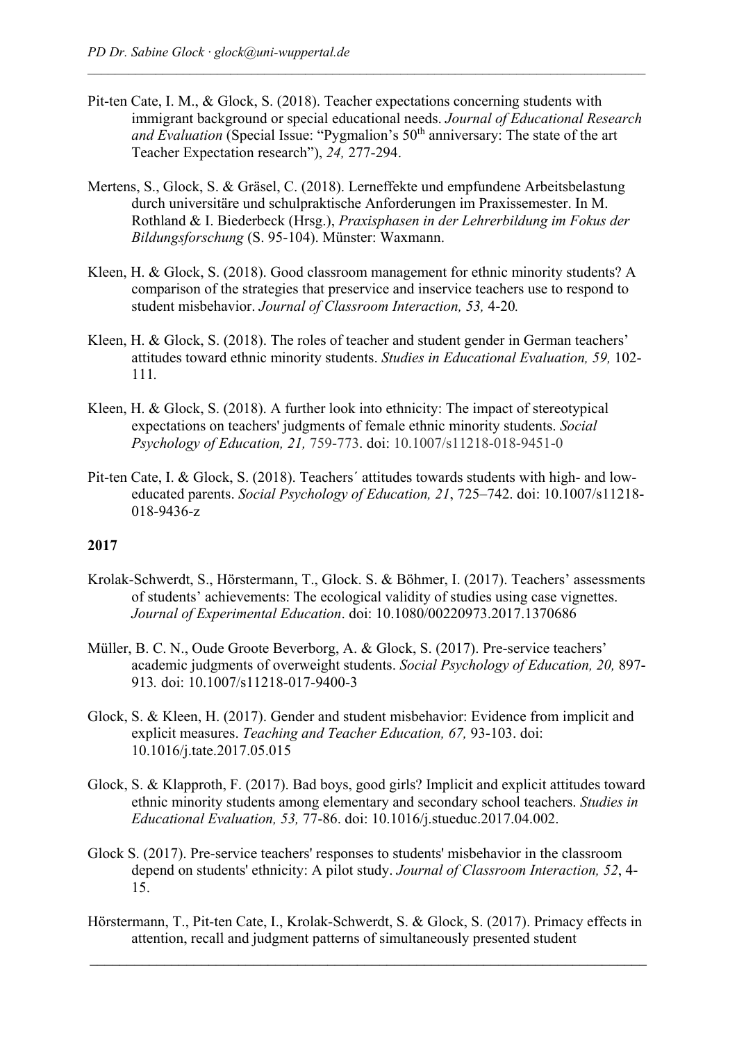Pit-ten Cate, I. M., & Glock, S. (2018). Teacher expectations concerning students with immigrant background or special educational needs. *Journal of Educational Research and Evaluation* (Special Issue: "Pygmalion's 50th anniversary: The state of the art Teacher Expectation research"), *24,* 277-294.

Mertens, S., Glock, S. & Gräsel, C. (2018). Lerneffekte und empfundene Arbeitsbelastung durch universitäre und schulpraktische Anforderungen im Praxissemester. In M. Rothland & I. Biederbeck (Hrsg.), *Praxisphasen in der Lehrerbildung im Fokus der Bildungsforschung* (S. 95-104). Münster: Waxmann.

Kleen, H. & Glock, S. (2018). Good classroom management for ethnic minority students? A comparison of the strategies that preservice and inservice teachers use to respond to student misbehavior. *Journal of Classroom Interaction, 53,* 4-20*.*

Kleen, H. & Glock, S. (2018). The roles of teacher and student gender in German teachers' attitudes toward ethnic minority students. *Studies in Educational Evaluation, 59,* 102-111*.*

Kleen, H. & Glock, S. (2018). A further look into ethnicity: The impact of stereotypical expectations on teachers' judgments of female ethnic minority students. *Social Psychology of Education, 21,* 759-773. doi: 10.1007/s11218-018-9451-0

Pit-ten Cate, I. & Glock, S. (2018). Teachers´ attitudes towards students with high- and low-educated parents. *Social Psychology of Education, 21*, 725–742. doi: 10.1007/s11218-018-9436-z

**2017**

Krolak-Schwerdt, S., Hörstermann, T., Glock. S. & Böhmer, I. (2017). Teachers' assessments of students' achievements: The ecological validity of studies using case vignettes. *Journal of Experimental Education*. doi: 10.1080/00220973.2017.1370686

Müller, B. C. N., Oude Groote Beverborg, A. & Glock, S. (2017). Pre-service teachers' academic judgments of overweight students. *Social Psychology of Education, 20,* 897-913*.* doi: 10.1007/s11218-017-9400-3

Glock, S. & Kleen, H. (2017). Gender and student misbehavior: Evidence from implicit and explicit measures. *Teaching and Teacher Education, 67,* 93-103. doi: 10.1016/j.tate.2017.05.015

Glock, S. & Klapproth, F. (2017). Bad boys, good girls? Implicit and explicit attitudes toward ethnic minority students among elementary and secondary school teachers. *Studies in Educational Evaluation, 53,* 77-86. doi: 10.1016/j.stueduc.2017.04.002.

Glock S. (2017). Pre-service teachers' responses to students' misbehavior in the classroom depend on students' ethnicity: A pilot study. *Journal of Classroom Interaction, 52*, 4-15.

Hörstermann, T., Pit-ten Cate, I., Krolak-Schwerdt, S. & Glock, S. (2017). Primacy effects in attention, recall and judgment patterns of simultaneously presented student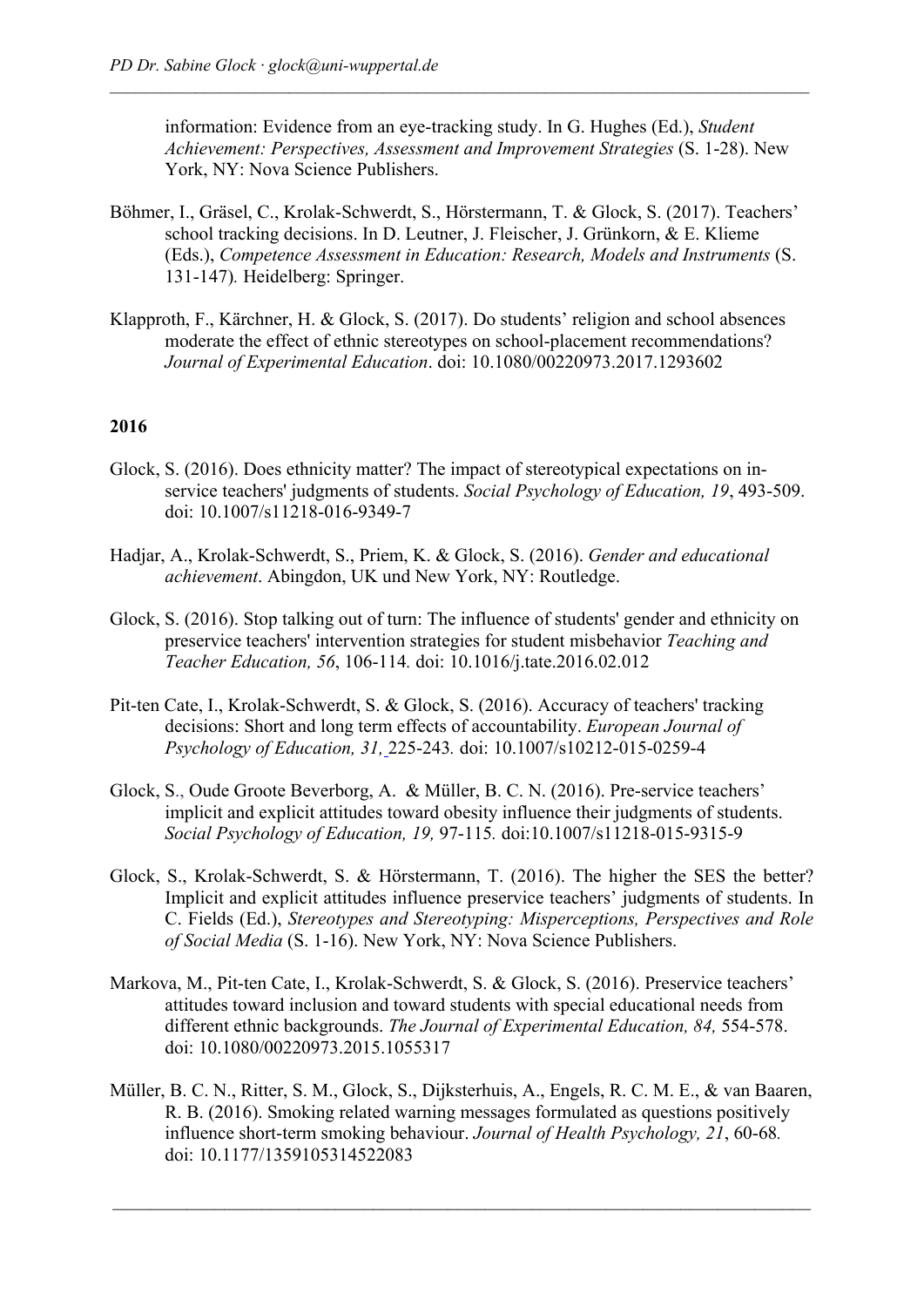information: Evidence from an eye-tracking study. In G. Hughes (Ed.), *Student Achievement: Perspectives, Assessment and Improvement Strategies* (S. 1-28). New York, NY: Nova Science Publishers.

Böhmer, I., Gräsel, C., Krolak-Schwerdt, S., Hörstermann, T. & Glock, S. (2017). Teachers' school tracking decisions. In D. Leutner, J. Fleischer, J. Grünkorn, & E. Klieme (Eds.), *Competence Assessment in Education: Research, Models and Instruments* (S. 131-147)*.* Heidelberg: Springer.

Klapproth, F., Kärchner, H. & Glock, S. (2017). Do students' religion and school absences moderate the effect of ethnic stereotypes on school-placement recommendations? *Journal of Experimental Education*. doi: 10.1080/00220973.2017.1293602

**2016**

Glock, S. (2016). Does ethnicity matter? The impact of stereotypical expectations on in-service teachers' judgments of students. *Social Psychology of Education, 19*, 493-509. doi: 10.1007/s11218-016-9349-7

Hadjar, A., Krolak-Schwerdt, S., Priem, K. & Glock, S. (2016). *Gender and educational achievement*. Abingdon, UK und New York, NY: Routledge.

Glock, S. (2016). Stop talking out of turn: The influence of students' gender and ethnicity on preservice teachers' intervention strategies for student misbehavior *Teaching and Teacher Education, 56*, 106-114*.* doi: 10.1016/j.tate.2016.02.012

Pit-ten Cate, I., Krolak-Schwerdt, S. & Glock, S. (2016). Accuracy of teachers' tracking decisions: Short and long term effects of accountability. *European Journal of Psychology of Education, 31,* 225-243*.* doi: 10.1007/s10212-015-0259-4

Glock, S., Oude Groote Beverborg, A. & Müller, B. C. N. (2016). Pre-service teachers' implicit and explicit attitudes toward obesity influence their judgments of students. *Social Psychology of Education, 19,* 97-115*.* doi:10.1007/s11218-015-9315-9

Glock, S., Krolak-Schwerdt, S. & Hörstermann, T. (2016). The higher the SES the better? Implicit and explicit attitudes influence preservice teachers' judgments of students. In C. Fields (Ed.), *Stereotypes and Stereotyping: Misperceptions, Perspectives and Role of Social Media* (S. 1-16). New York, NY: Nova Science Publishers.

Markova, M., Pit-ten Cate, I., Krolak-Schwerdt, S. & Glock, S. (2016). Preservice teachers' attitudes toward inclusion and toward students with special educational needs from different ethnic backgrounds. *The Journal of Experimental Education, 84,* 554-578. doi: 10.1080/00220973.2015.1055317

Müller, B. C. N., Ritter, S. M., Glock, S., Dijksterhuis, A., Engels, R. C. M. E., & van Baaren, R. B. (2016). Smoking related warning messages formulated as questions positively influence short-term smoking behaviour. *Journal of Health Psychology, 21*, 60-68*.* doi: 10.1177/1359105314522083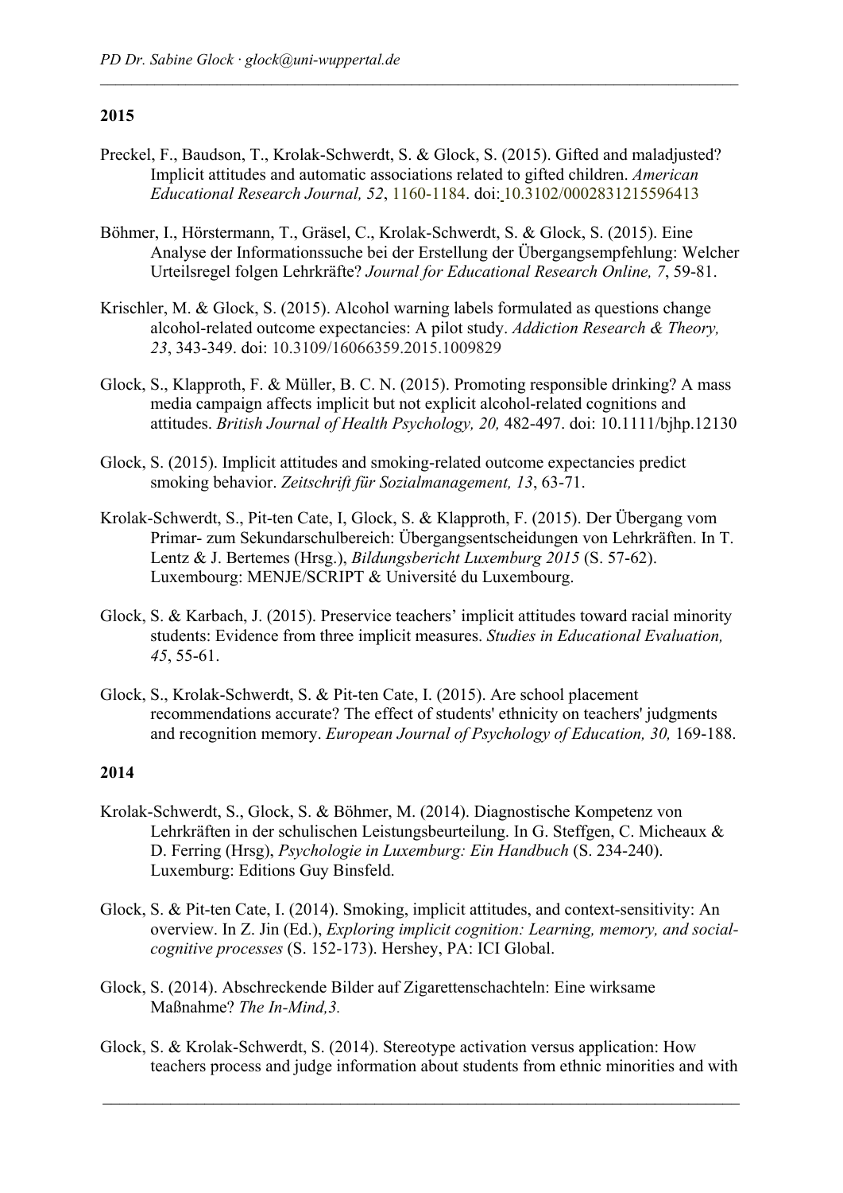**2015**

Preckel, F., Baudson, T., Krolak-Schwerdt, S. & Glock, S. (2015). Gifted and maladjusted? Implicit attitudes and automatic associations related to gifted children. *American Educational Research Journal, 52*, 1160-1184. doi: 10.3102/0002831215596413

Böhmer, I., Hörstermann, T., Gräsel, C., Krolak-Schwerdt, S. & Glock, S. (2015). Eine Analyse der Informationssuche bei der Erstellung der Übergangsempfehlung: Welcher Urteilsregel folgen Lehrkräfte? *Journal for Educational Research Online, 7*, 59-81.

Krischler, M. & Glock, S. (2015). Alcohol warning labels formulated as questions change alcohol-related outcome expectancies: A pilot study. *Addiction Research & Theory, 23*, 343-349. doi: 10.3109/16066359.2015.1009829

Glock, S., Klapproth, F. & Müller, B. C. N. (2015). Promoting responsible drinking? A mass media campaign affects implicit but not explicit alcohol-related cognitions and attitudes. *British Journal of Health Psychology, 20,* 482-497. doi: 10.1111/bjhp.12130

Glock, S. (2015). Implicit attitudes and smoking-related outcome expectancies predict smoking behavior. *Zeitschrift für Sozialmanagement, 13*, 63-71.

Krolak-Schwerdt, S., Pit-ten Cate, I, Glock, S. & Klapproth, F. (2015). Der Übergang vom Primar- zum Sekundarschulbereich: Übergangsentscheidungen von Lehrkräften. In T. Lentz & J. Bertemes (Hrsg.), *Bildungsbericht Luxemburg 2015* (S. 57-62). Luxembourg: MENJE/SCRIPT & Université du Luxembourg.

Glock, S. & Karbach, J. (2015). Preservice teachers' implicit attitudes toward racial minority students: Evidence from three implicit measures. *Studies in Educational Evaluation, 45*, 55-61.

Glock, S., Krolak-Schwerdt, S. & Pit-ten Cate, I. (2015). Are school placement recommendations accurate? The effect of students' ethnicity on teachers' judgments and recognition memory. *European Journal of Psychology of Education, 30,* 169-188.

**2014**

Krolak-Schwerdt, S., Glock, S. & Böhmer, M. (2014). Diagnostische Kompetenz von Lehrkräften in der schulischen Leistungsbeurteilung. In G. Steffgen, C. Micheaux & D. Ferring (Hrsg), *Psychologie in Luxemburg: Ein Handbuch* (S. 234-240). Luxemburg: Editions Guy Binsfeld.

Glock, S. & Pit-ten Cate, I. (2014). Smoking, implicit attitudes, and context-sensitivity: An overview. In Z. Jin (Ed.), *Exploring implicit cognition: Learning, memory, and social-cognitive processes* (S. 152-173). Hershey, PA: ICI Global.

Glock, S. (2014). Abschreckende Bilder auf Zigarettenschachteln: Eine wirksame Maßnahme? *The In-Mind,3.*

Glock, S. & Krolak-Schwerdt, S. (2014). Stereotype activation versus application: How teachers process and judge information about students from ethnic minorities and with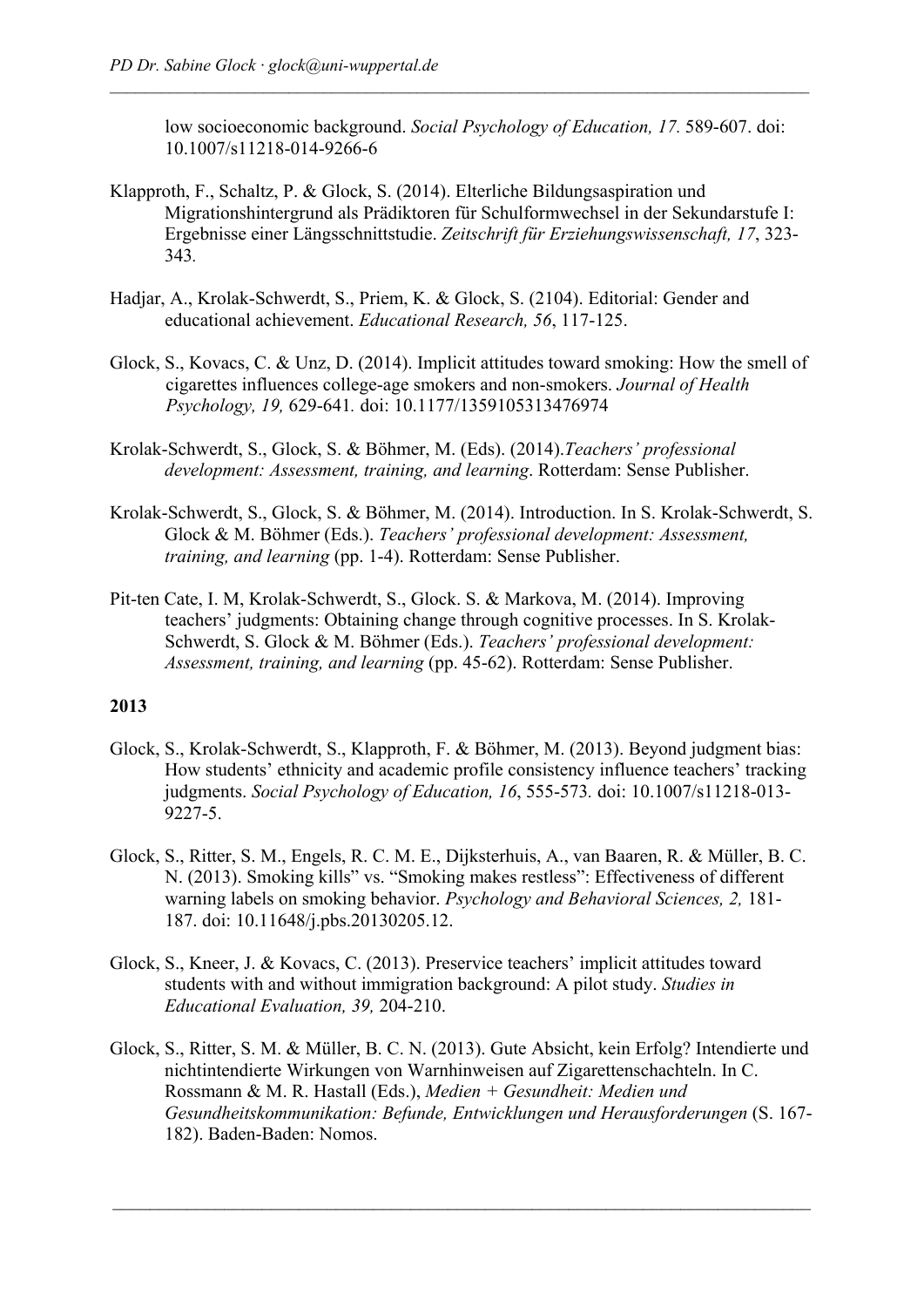low socioeconomic background. *Social Psychology of Education, 17.* 589-607. doi: 10.1007/s11218-014-9266-6

Klapproth, F., Schaltz, P. & Glock, S. (2014). Elterliche Bildungsaspiration und Migrationshintergrund als Prädiktoren für Schulformwechsel in der Sekundarstufe I: Ergebnisse einer Längsschnittstudie. *Zeitschrift für Erziehungswissenschaft, 17*, 323-343.

Hadjar, A., Krolak-Schwerdt, S., Priem, K. & Glock, S. (2104). Editorial: Gender and educational achievement. *Educational Research, 56*, 117-125.

Glock, S., Kovacs, C. & Unz, D. (2014). Implicit attitudes toward smoking: How the smell of cigarettes influences college-age smokers and non-smokers. *Journal of Health Psychology, 19,* 629-641. doi: 10.1177/1359105313476974

Krolak-Schwerdt, S., Glock, S. & Böhmer, M. (Eds). (2014).*Teachers' professional development: Assessment, training, and learning*. Rotterdam: Sense Publisher.

Krolak-Schwerdt, S., Glock, S. & Böhmer, M. (2014). Introduction. In S. Krolak-Schwerdt, S. Glock & M. Böhmer (Eds.). *Teachers' professional development: Assessment, training, and learning* (pp. 1-4). Rotterdam: Sense Publisher.

Pit-ten Cate, I. M, Krolak-Schwerdt, S., Glock. S. & Markova, M. (2014). Improving teachers' judgments: Obtaining change through cognitive processes. In S. Krolak-Schwerdt, S. Glock & M. Böhmer (Eds.). *Teachers' professional development: Assessment, training, and learning* (pp. 45-62). Rotterdam: Sense Publisher.

**2013**

Glock, S., Krolak-Schwerdt, S., Klapproth, F. & Böhmer, M. (2013). Beyond judgment bias: How students' ethnicity and academic profile consistency influence teachers' tracking judgments. *Social Psychology of Education, 16*, 555-573. doi: 10.1007/s11218-013-9227-5.

Glock, S., Ritter, S. M., Engels, R. C. M. E., Dijksterhuis, A., van Baaren, R. & Müller, B. C. N. (2013). Smoking kills" vs. "Smoking makes restless": Effectiveness of different warning labels on smoking behavior. *Psychology and Behavioral Sciences, 2,* 181-187. doi: 10.11648/j.pbs.20130205.12.

Glock, S., Kneer, J. & Kovacs, C. (2013). Preservice teachers' implicit attitudes toward students with and without immigration background: A pilot study. *Studies in Educational Evaluation, 39,* 204-210.

Glock, S., Ritter, S. M. & Müller, B. C. N. (2013). Gute Absicht, kein Erfolg? Intendierte und nichtintendierte Wirkungen von Warnhinweisen auf Zigarettenschachteln. In C. Rossmann & M. R. Hastall (Eds.), *Medien + Gesundheit: Medien und Gesundheitskommunikation: Befunde, Entwicklungen und Herausforderungen* (S. 167-182). Baden-Baden: Nomos.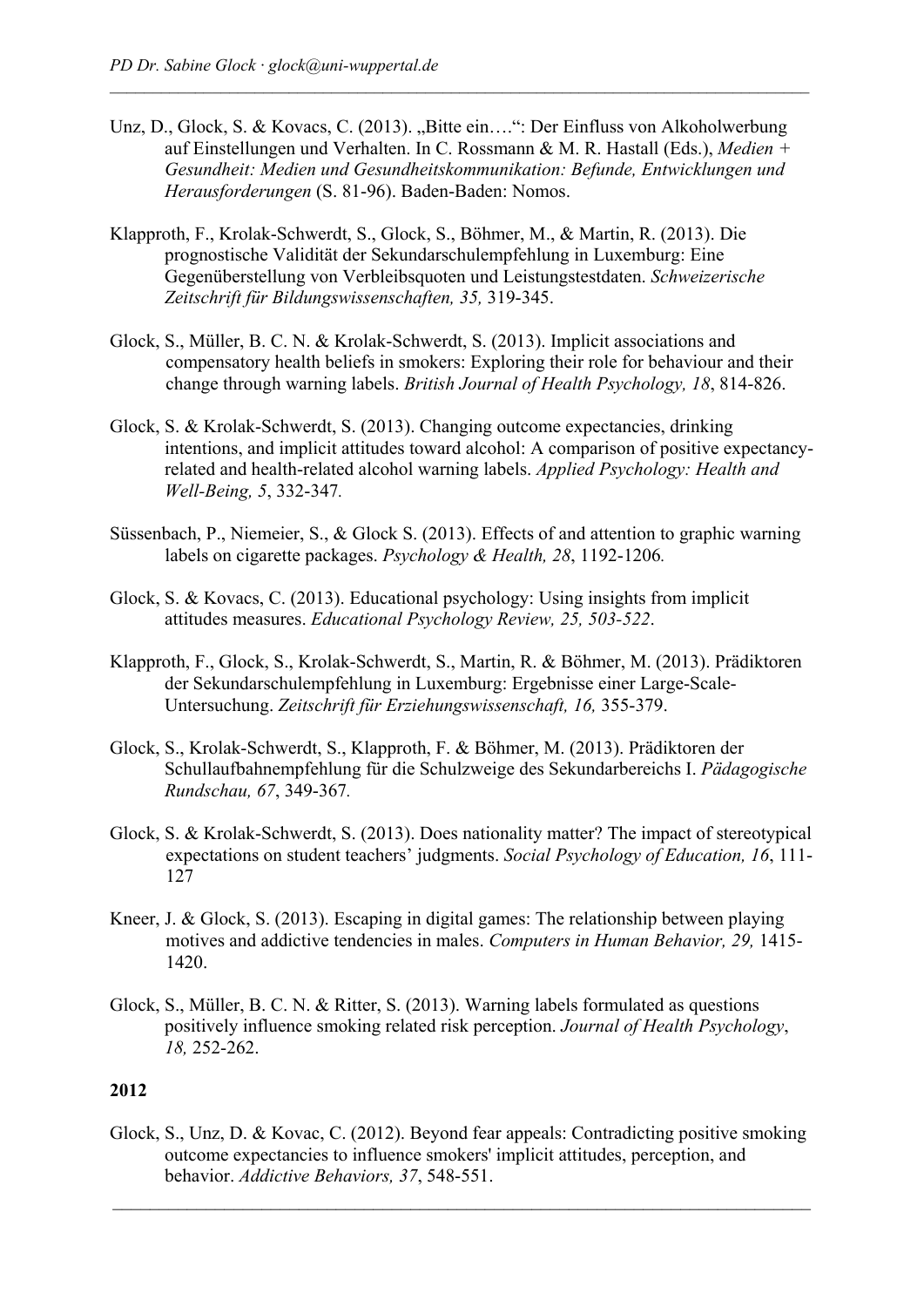Unz, D., Glock, S. & Kovacs, C. (2013). „Bitte ein….“: Der Einfluss von Alkoholwerbung auf Einstellungen und Verhalten. In C. Rossmann & M. R. Hastall (Eds.), *Medien + Gesundheit: Medien und Gesundheitskommunikation: Befunde, Entwicklungen und Herausforderungen* (S. 81-96). Baden-Baden: Nomos.

Klapproth, F., Krolak-Schwerdt, S., Glock, S., Böhmer, M., & Martin, R. (2013). Die prognostische Validität der Sekundarschulempfehlung in Luxemburg: Eine Gegenüberstellung von Verbleibsquoten und Leistungstestdaten. *Schweizerische Zeitschrift für Bildungswissenschaften, 35,* 319-345.

Glock, S., Müller, B. C. N. & Krolak-Schwerdt, S. (2013). Implicit associations and compensatory health beliefs in smokers: Exploring their role for behaviour and their change through warning labels. *British Journal of Health Psychology, 18*, 814-826.

Glock, S. & Krolak-Schwerdt, S. (2013). Changing outcome expectancies, drinking intentions, and implicit attitudes toward alcohol: A comparison of positive expectancy-related and health-related alcohol warning labels. *Applied Psychology: Health and Well-Being, 5*, 332-347.

Süssenbach, P., Niemeier, S., & Glock S. (2013). Effects of and attention to graphic warning labels on cigarette packages. *Psychology & Health, 28*, 1192-1206.

Glock, S. & Kovacs, C. (2013). Educational psychology: Using insights from implicit attitudes measures. *Educational Psychology Review, 25, 503-522*.

Klapproth, F., Glock, S., Krolak-Schwerdt, S., Martin, R. & Böhmer, M. (2013). Prädiktoren der Sekundarschulempfehlung in Luxemburg: Ergebnisse einer Large-Scale-Untersuchung. *Zeitschrift für Erziehungswissenschaft, 16,* 355-379.

Glock, S., Krolak-Schwerdt, S., Klapproth, F. & Böhmer, M. (2013). Prädiktoren der Schullaufbahnempfehlung für die Schulzweige des Sekundarbereichs I. *Pädagogische Rundschau, 67*, 349-367.

Glock, S. & Krolak-Schwerdt, S. (2013). Does nationality matter? The impact of stereotypical expectations on student teachers' judgments. *Social Psychology of Education, 16*, 111-127

Kneer, J. & Glock, S. (2013). Escaping in digital games: The relationship between playing motives and addictive tendencies in males. *Computers in Human Behavior, 29,* 1415-1420.

Glock, S., Müller, B. C. N. & Ritter, S. (2013). Warning labels formulated as questions positively influence smoking related risk perception. *Journal of Health Psychology*, *18,* 252-262.

**2012**

Glock, S., Unz, D. & Kovac, C. (2012). Beyond fear appeals: Contradicting positive smoking outcome expectancies to influence smokers' implicit attitudes, perception, and behavior. *Addictive Behaviors, 37*, 548-551.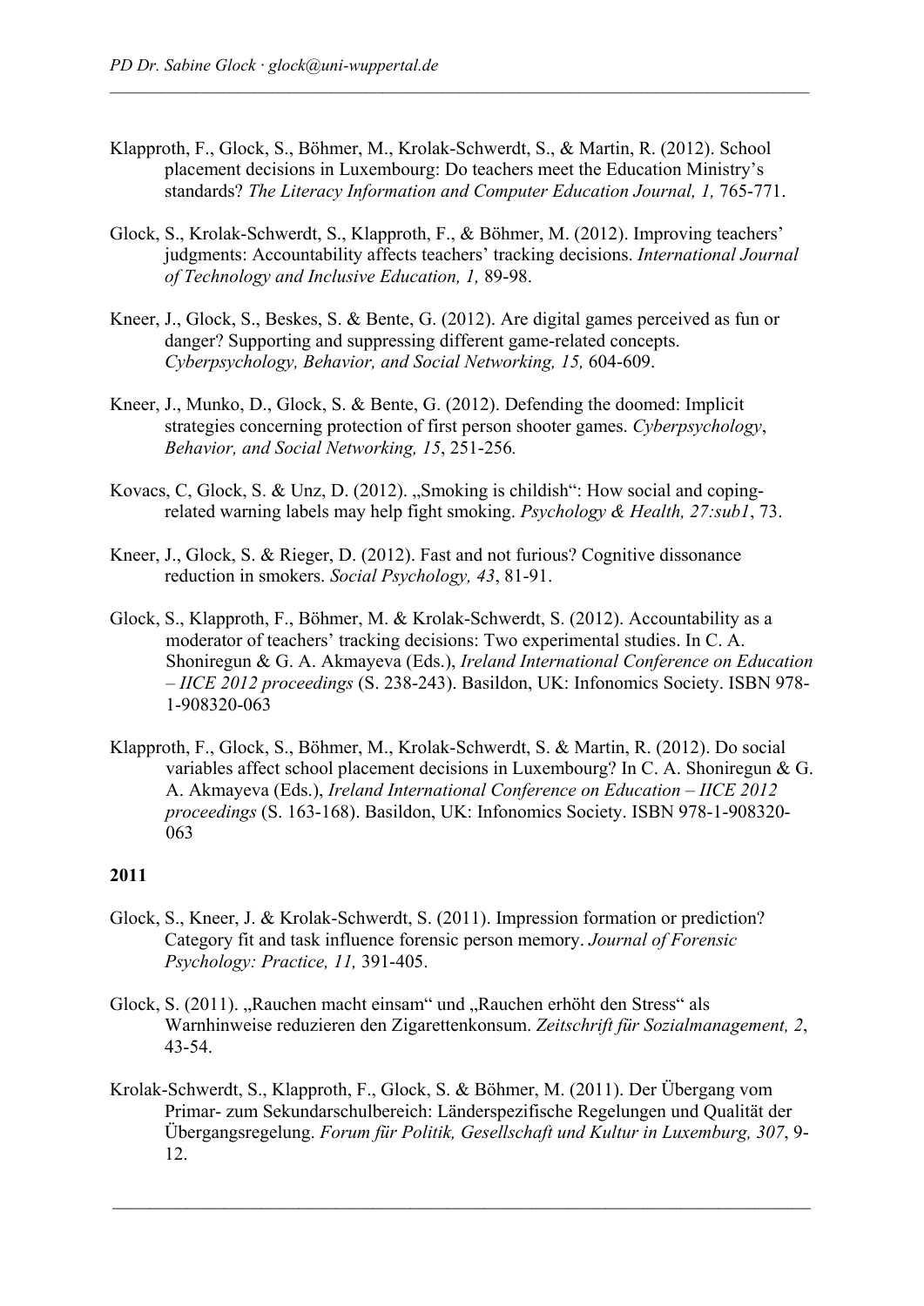Klapproth, F., Glock, S., Böhmer, M., Krolak-Schwerdt, S., & Martin, R. (2012). School placement decisions in Luxembourg: Do teachers meet the Education Ministry's standards? *The Literacy Information and Computer Education Journal, 1,* 765-771.

Glock, S., Krolak-Schwerdt, S., Klapproth, F., & Böhmer, M. (2012). Improving teachers' judgments: Accountability affects teachers' tracking decisions. *International Journal of Technology and Inclusive Education, 1,* 89-98.

Kneer, J., Glock, S., Beskes, S. & Bente, G. (2012). Are digital games perceived as fun or danger? Supporting and suppressing different game-related concepts. *Cyberpsychology, Behavior, and Social Networking, 15,* 604-609.

Kneer, J., Munko, D., Glock, S. & Bente, G. (2012). Defending the doomed: Implicit strategies concerning protection of first person shooter games. *Cyberpsychology, Behavior, and Social Networking, 15*, 251-256.

Kovacs, C, Glock, S. & Unz, D. (2012). „Smoking is childish": How social and coping-related warning labels may help fight smoking. *Psychology & Health, 27:sub1*, 73.

Kneer, J., Glock, S. & Rieger, D. (2012). Fast and not furious? Cognitive dissonance reduction in smokers. *Social Psychology, 43*, 81-91.

Glock, S., Klapproth, F., Böhmer, M. & Krolak-Schwerdt, S. (2012). Accountability as a moderator of teachers' tracking decisions: Two experimental studies. In C. A. Shoniregun & G. A. Akmayeva (Eds.), *Ireland International Conference on Education – IICE 2012 proceedings* (S. 238-243). Basildon, UK: Infonomics Society. ISBN 978-1-908320-063

Klapproth, F., Glock, S., Böhmer, M., Krolak-Schwerdt, S. & Martin, R. (2012). Do social variables affect school placement decisions in Luxembourg? In C. A. Shoniregun & G. A. Akmayeva (Eds.), *Ireland International Conference on Education – IICE 2012 proceedings* (S. 163-168). Basildon, UK: Infonomics Society. ISBN 978-1-908320-063

**2011**

Glock, S., Kneer, J. & Krolak-Schwerdt, S. (2011). Impression formation or prediction? Category fit and task influence forensic person memory. *Journal of Forensic Psychology: Practice, 11,* 391-405.

Glock, S. (2011). „Rauchen macht einsam" und „Rauchen erhöht den Stress" als Warnhinweise reduzieren den Zigarettenkonsum. *Zeitschrift für Sozialmanagement, 2*, 43-54.

Krolak-Schwerdt, S., Klapproth, F., Glock, S. & Böhmer, M. (2011). Der Übergang vom Primar- zum Sekundarschulbereich: Länderspezifische Regelungen und Qualität der Übergangsregelung. *Forum für Politik, Gesellschaft und Kultur in Luxemburg, 307*, 9-12.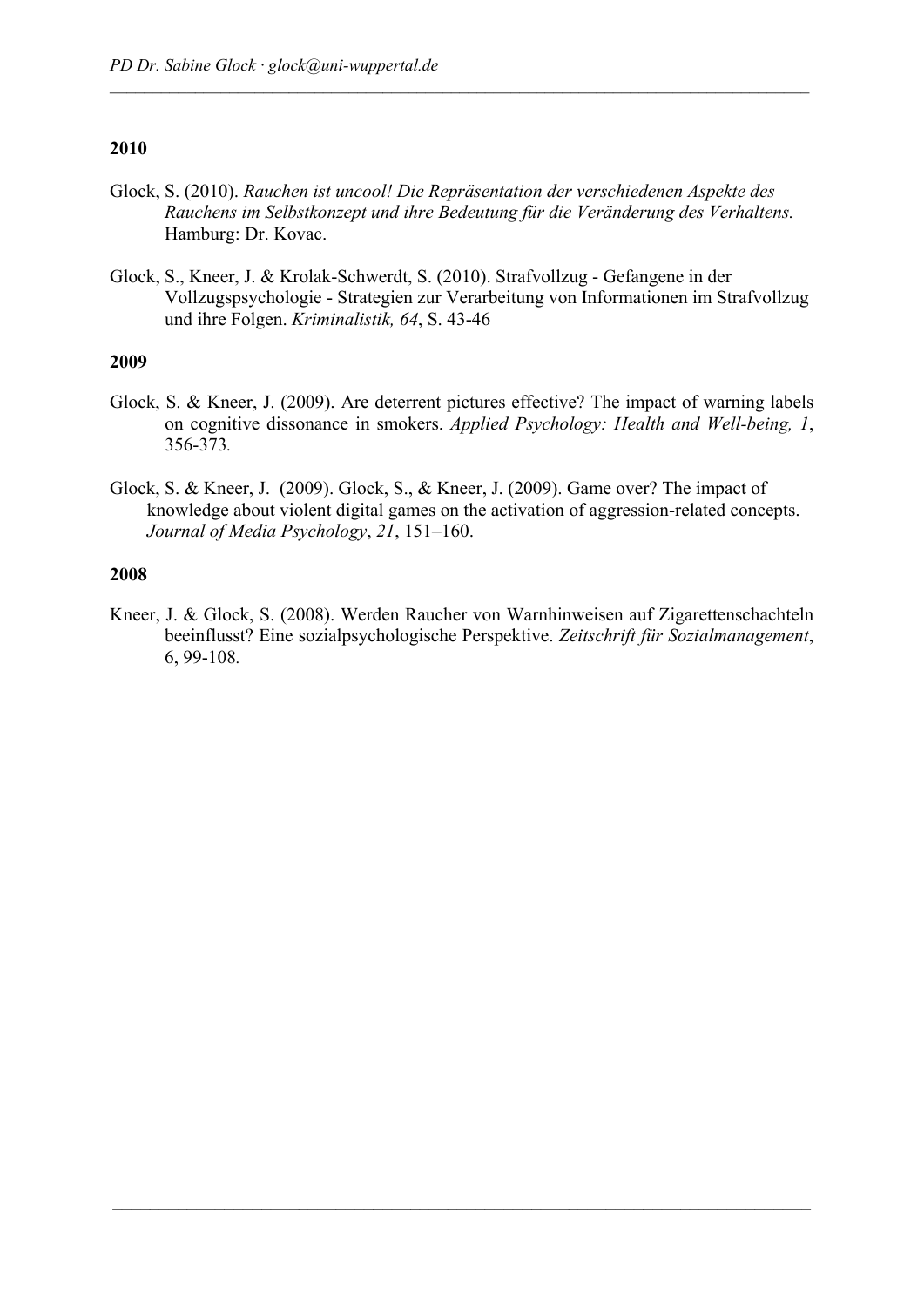**2010**

Glock, S. (2010). *Rauchen ist uncool! Die Repräsentation der verschiedenen Aspekte des Rauchens im Selbstkonzept und ihre Bedeutung für die Veränderung des Verhaltens.* Hamburg: Dr. Kovac.

Glock, S., Kneer, J. & Krolak-Schwerdt, S. (2010). Strafvollzug - Gefangene in der Vollzugspsychologie - Strategien zur Verarbeitung von Informationen im Strafvollzug und ihre Folgen. *Kriminalistik, 64*, S. 43-46

**2009**

Glock, S. & Kneer, J. (2009). Are deterrent pictures effective? The impact of warning labels on cognitive dissonance in smokers. *Applied Psychology: Health and Well-being, 1*, 356-373.

Glock, S. & Kneer, J. (2009). Glock, S., & Kneer, J. (2009). Game over? The impact of knowledge about violent digital games on the activation of aggression-related concepts. *Journal of Media Psychology*, *21*, 151–160.

**2008**

Kneer, J. & Glock, S. (2008). Werden Raucher von Warnhinweisen auf Zigarettenschachteln beeinflusst? Eine sozialpsychologische Perspektive. *Zeitschrift für Sozialmanagement*, 6, 99-108.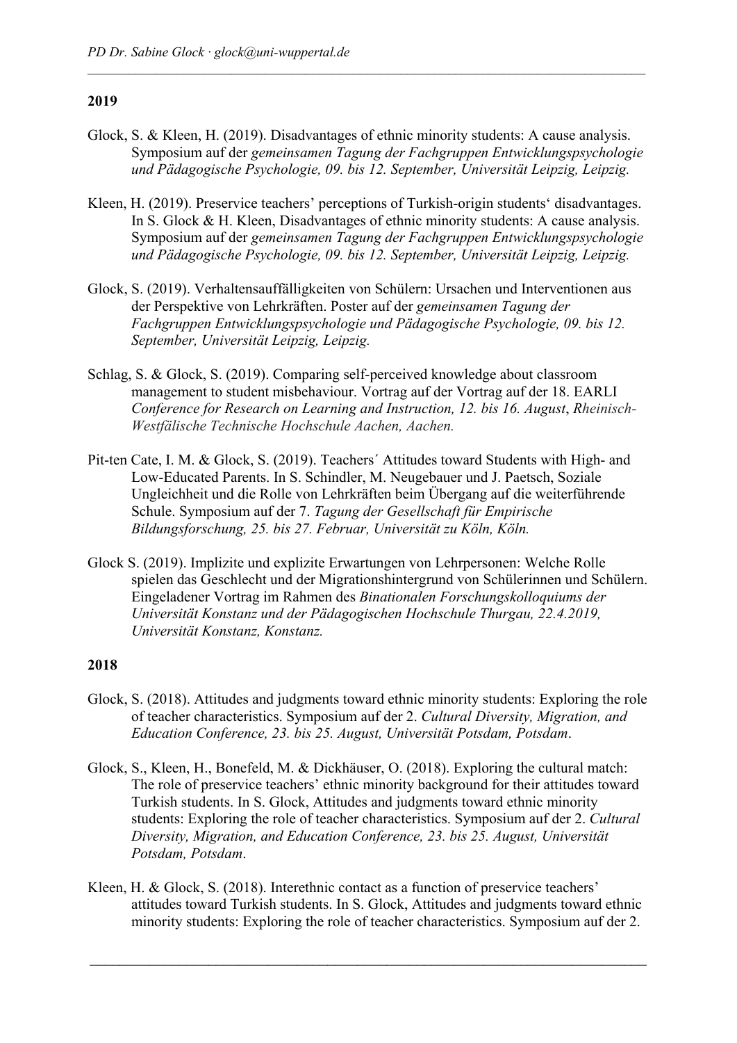**2019**

Glock, S. & Kleen, H. (2019). Disadvantages of ethnic minority students: A cause analysis. Symposium auf der *gemeinsamen Tagung der Fachgruppen Entwicklungspsychologie und Pädagogische Psychologie, 09. bis 12. September, Universität Leipzig, Leipzig.*

Kleen, H. (2019). Preservice teachers' perceptions of Turkish-origin students' disadvantages. In S. Glock & H. Kleen, Disadvantages of ethnic minority students: A cause analysis. Symposium auf der *gemeinsamen Tagung der Fachgruppen Entwicklungspsychologie und Pädagogische Psychologie, 09. bis 12. September, Universität Leipzig, Leipzig.*

Glock, S. (2019). Verhaltensauffälligkeiten von Schülern: Ursachen und Interventionen aus der Perspektive von Lehrkräften. Poster auf der *gemeinsamen Tagung der Fachgruppen Entwicklungspsychologie und Pädagogische Psychologie, 09. bis 12. September, Universität Leipzig, Leipzig.*

Schlag, S. & Glock, S. (2019). Comparing self-perceived knowledge about classroom management to student misbehaviour. Vortrag auf der Vortrag auf der 18. EARLI *Conference for Research on Learning and Instruction, 12. bis 16. August*, *Rheinisch-Westfälische Technische Hochschule Aachen, Aachen.*

Pit-ten Cate, I. M. & Glock, S. (2019). Teachers´ Attitudes toward Students with High- and Low-Educated Parents. In S. Schindler, M. Neugebauer und J. Paetsch, Soziale Ungleichheit und die Rolle von Lehrkräften beim Übergang auf die weiterführende Schule. Symposium auf der 7. *Tagung der Gesellschaft für Empirische Bildungsforschung, 25. bis 27. Februar, Universität zu Köln, Köln.*

Glock S. (2019). Implizite und explizite Erwartungen von Lehrpersonen: Welche Rolle spielen das Geschlecht und der Migrationshintergrund von Schülerinnen und Schülern. Eingeladener Vortrag im Rahmen des *Binationalen Forschungskolloquiums der Universität Konstanz und der Pädagogischen Hochschule Thurgau, 22.4.2019, Universität Konstanz, Konstanz.*

**2018**

Glock, S. (2018). Attitudes and judgments toward ethnic minority students: Exploring the role of teacher characteristics. Symposium auf der 2. *Cultural Diversity, Migration, and Education Conference, 23. bis 25. August, Universität Potsdam, Potsdam*.

Glock, S., Kleen, H., Bonefeld, M. & Dickhäuser, O. (2018). Exploring the cultural match: The role of preservice teachers' ethnic minority background for their attitudes toward Turkish students. In S. Glock, Attitudes and judgments toward ethnic minority students: Exploring the role of teacher characteristics. Symposium auf der 2. *Cultural Diversity, Migration, and Education Conference, 23. bis 25. August, Universität Potsdam, Potsdam*.

Kleen, H. & Glock, S. (2018). Interethnic contact as a function of preservice teachers' attitudes toward Turkish students. In S. Glock, Attitudes and judgments toward ethnic minority students: Exploring the role of teacher characteristics. Symposium auf der 2.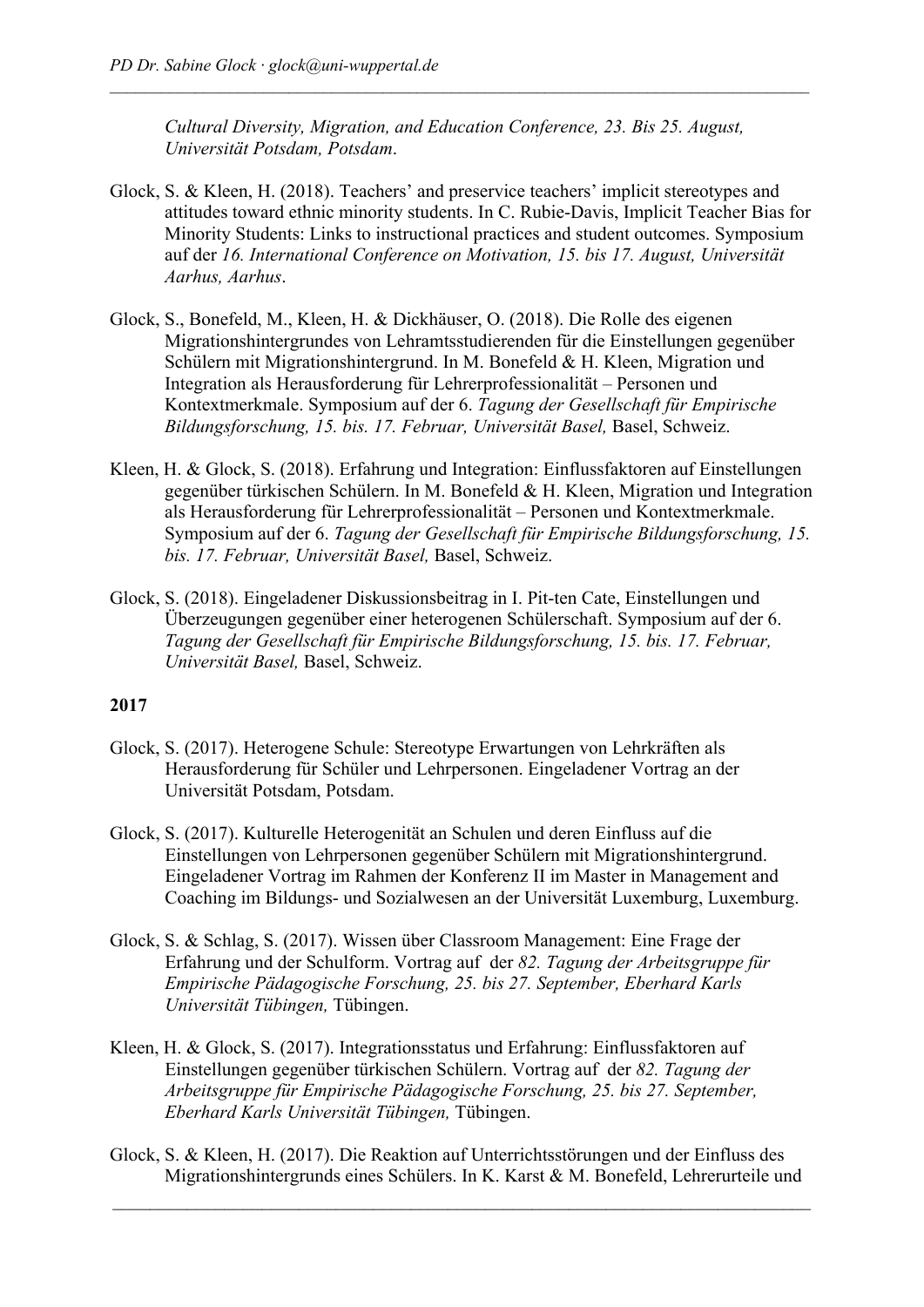*Cultural Diversity, Migration, and Education Conference, 23. Bis 25. August, Universität Potsdam, Potsdam*.

Glock, S. & Kleen, H. (2018). Teachers' and preservice teachers' implicit stereotypes and attitudes toward ethnic minority students. In C. Rubie-Davis, Implicit Teacher Bias for Minority Students: Links to instructional practices and student outcomes. Symposium auf der *16. International Conference on Motivation, 15. bis 17. August, Universität Aarhus, Aarhus*.

Glock, S., Bonefeld, M., Kleen, H. & Dickhäuser, O. (2018). Die Rolle des eigenen Migrationshintergrundes von Lehramtsstudierenden für die Einstellungen gegenüber Schülern mit Migrationshintergrund. In M. Bonefeld & H. Kleen, Migration und Integration als Herausforderung für Lehrerprofessionalität – Personen und Kontextmerkmale. Symposium auf der 6. *Tagung der Gesellschaft für Empirische Bildungsforschung, 15. bis. 17. Februar, Universität Basel,* Basel, Schweiz.

Kleen, H. & Glock, S. (2018). Erfahrung und Integration: Einflussfaktoren auf Einstellungen gegenüber türkischen Schülern. In M. Bonefeld & H. Kleen, Migration und Integration als Herausforderung für Lehrerprofessionalität – Personen und Kontextmerkmale. Symposium auf der 6. *Tagung der Gesellschaft für Empirische Bildungsforschung, 15. bis. 17. Februar, Universität Basel,* Basel, Schweiz.

Glock, S. (2018). Eingeladener Diskussionsbeitrag in I. Pit-ten Cate, Einstellungen und Überzeugungen gegenüber einer heterogenen Schülerschaft. Symposium auf der 6. *Tagung der Gesellschaft für Empirische Bildungsforschung, 15. bis. 17. Februar, Universität Basel,* Basel, Schweiz.

**2017**

Glock, S. (2017). Heterogene Schule: Stereotype Erwartungen von Lehrkräften als Herausforderung für Schüler und Lehrpersonen. Eingeladener Vortrag an der Universität Potsdam, Potsdam.

Glock, S. (2017). Kulturelle Heterogenität an Schulen und deren Einfluss auf die Einstellungen von Lehrpersonen gegenüber Schülern mit Migrationshintergrund. Eingeladener Vortrag im Rahmen der Konferenz II im Master in Management and Coaching im Bildungs- und Sozialwesen an der Universität Luxemburg, Luxemburg.

Glock, S. & Schlag, S. (2017). Wissen über Classroom Management: Eine Frage der Erfahrung und der Schulform. Vortrag auf der *82. Tagung der Arbeitsgruppe für Empirische Pädagogische Forschung, 25. bis 27. September, Eberhard Karls Universität Tübingen,* Tübingen.

Kleen, H. & Glock, S. (2017). Integrationsstatus und Erfahrung: Einflussfaktoren auf Einstellungen gegenüber türkischen Schülern. Vortrag auf der *82. Tagung der Arbeitsgruppe für Empirische Pädagogische Forschung, 25. bis 27. September, Eberhard Karls Universität Tübingen,* Tübingen.

Glock, S. & Kleen, H. (2017). Die Reaktion auf Unterrichtsstörungen und der Einfluss des Migrationshintergrunds eines Schülers. In K. Karst & M. Bonefeld, Lehrerurteile und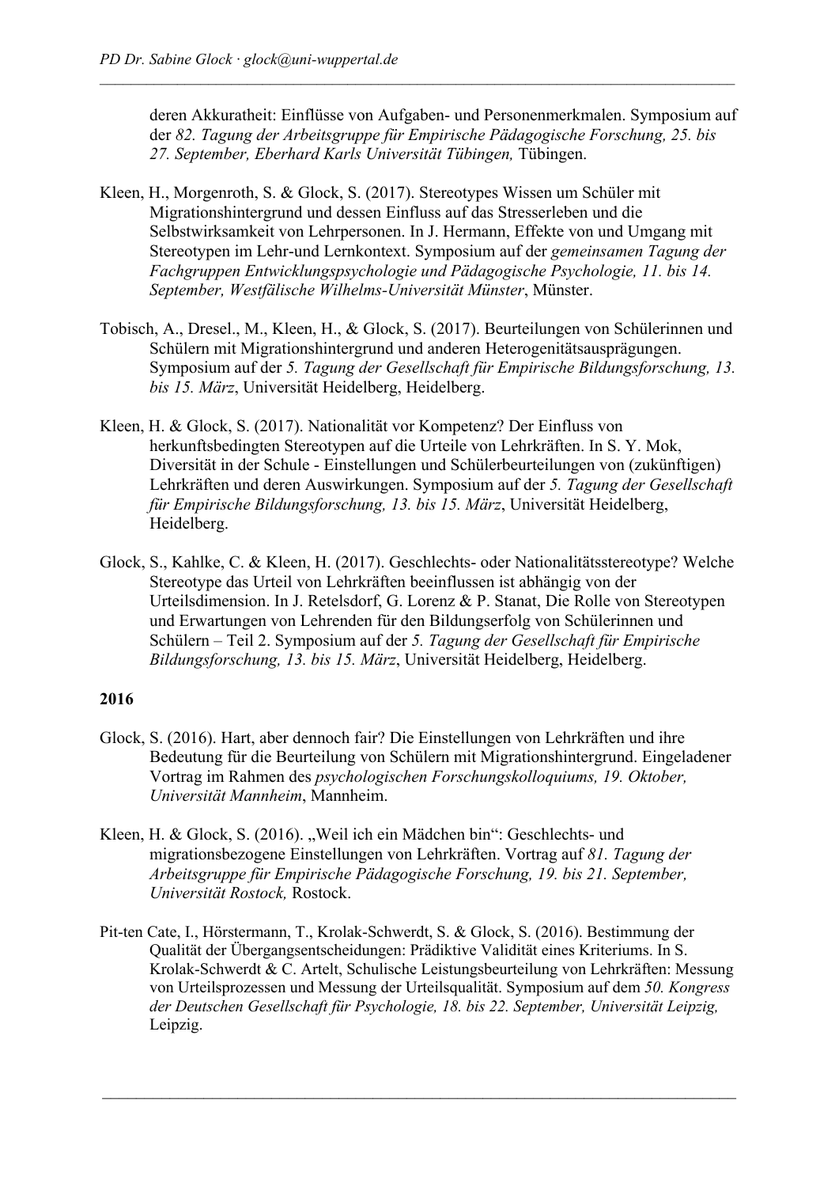deren Akkuratheit: Einflüsse von Aufgaben- und Personenmerkmalen. Symposium auf der *82. Tagung der Arbeitsgruppe für Empirische Pädagogische Forschung, 25. bis 27. September, Eberhard Karls Universität Tübingen,* Tübingen.

Kleen, H., Morgenroth, S. & Glock, S. (2017). Stereotypes Wissen um Schüler mit Migrationshintergrund und dessen Einfluss auf das Stresserleben und die Selbstwirksamkeit von Lehrpersonen. In J. Hermann, Effekte von und Umgang mit Stereotypen im Lehr-und Lernkontext. Symposium auf der *gemeinsamen Tagung der Fachgruppen Entwicklungspsychologie und Pädagogische Psychologie, 11. bis 14. September, Westfälische Wilhelms-Universität Münster*, Münster.

Tobisch, A., Dresel., M., Kleen, H., & Glock, S. (2017). Beurteilungen von Schülerinnen und Schülern mit Migrationshintergrund und anderen Heterogenitätsausprägungen. Symposium auf der *5. Tagung der Gesellschaft für Empirische Bildungsforschung, 13. bis 15. März*, Universität Heidelberg, Heidelberg.

Kleen, H. & Glock, S. (2017). Nationalität vor Kompetenz? Der Einfluss von herkunftsbedingten Stereotypen auf die Urteile von Lehrkräften. In S. Y. Mok, Diversität in der Schule - Einstellungen und Schülerbeurteilungen von (zukünftigen) Lehrkräften und deren Auswirkungen. Symposium auf der *5. Tagung der Gesellschaft für Empirische Bildungsforschung, 13. bis 15. März*, Universität Heidelberg, Heidelberg.

Glock, S., Kahlke, C. & Kleen, H. (2017). Geschlechts- oder Nationalitätsstereotype? Welche Stereotype das Urteil von Lehrkräften beeinflussen ist abhängig von der Urteilsdimension. In J. Retelsdorf, G. Lorenz & P. Stanat, Die Rolle von Stereotypen und Erwartungen von Lehrenden für den Bildungserfolg von Schülerinnen und Schülern – Teil 2. Symposium auf der *5. Tagung der Gesellschaft für Empirische Bildungsforschung, 13. bis 15. März*, Universität Heidelberg, Heidelberg.

**2016**

Glock, S. (2016). Hart, aber dennoch fair? Die Einstellungen von Lehrkräften und ihre Bedeutung für die Beurteilung von Schülern mit Migrationshintergrund. Eingeladener Vortrag im Rahmen des *psychologischen Forschungskolloquiums, 19. Oktober, Universität Mannheim*, Mannheim.

Kleen, H. & Glock, S. (2016). „Weil ich ein Mädchen bin": Geschlechts- und migrationsbezogene Einstellungen von Lehrkräften. Vortrag auf *81. Tagung der Arbeitsgruppe für Empirische Pädagogische Forschung, 19. bis 21. September, Universität Rostock,* Rostock.

Pit-ten Cate, I., Hörstermann, T., Krolak-Schwerdt, S. & Glock, S. (2016). Bestimmung der Qualität der Übergangsentscheidungen: Prädiktive Validität eines Kriteriums. In S. Krolak-Schwerdt & C. Artelt, Schulische Leistungsbeurteilung von Lehrkräften: Messung von Urteilsprozessen und Messung der Urteilsqualität. Symposium auf dem *50. Kongress der Deutschen Gesellschaft für Psychologie, 18. bis 22. September, Universität Leipzig,* Leipzig.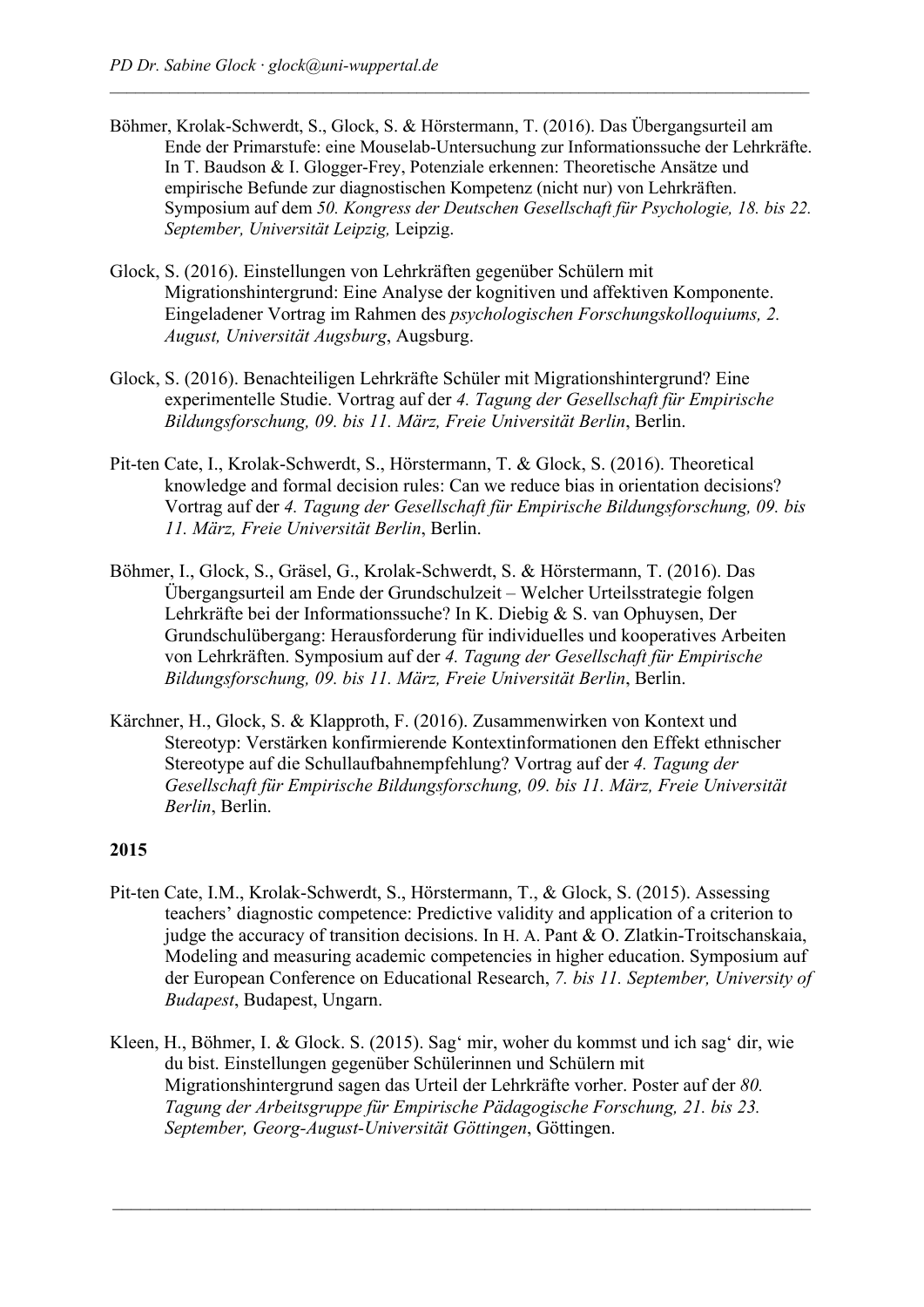Böhmer, Krolak-Schwerdt, S., Glock, S. & Hörstermann, T. (2016). Das Übergangsurteil am Ende der Primarstufe: eine Mouselab-Untersuchung zur Informationssuche der Lehrkräfte. In T. Baudson & I. Glogger-Frey, Potenziale erkennen: Theoretische Ansätze und empirische Befunde zur diagnostischen Kompetenz (nicht nur) von Lehrkräften. Symposium auf dem *50. Kongress der Deutschen Gesellschaft für Psychologie, 18. bis 22. September, Universität Leipzig,* Leipzig.

Glock, S. (2016). Einstellungen von Lehrkräften gegenüber Schülern mit Migrationshintergrund: Eine Analyse der kognitiven und affektiven Komponente. Eingeladener Vortrag im Rahmen des *psychologischen Forschungskolloquiums, 2. August, Universität Augsburg*, Augsburg.

Glock, S. (2016). Benachteiligen Lehrkräfte Schüler mit Migrationshintergrund? Eine experimentelle Studie. Vortrag auf der *4. Tagung der Gesellschaft für Empirische Bildungsforschung, 09. bis 11. März, Freie Universität Berlin*, Berlin.

Pit-ten Cate, I., Krolak-Schwerdt, S., Hörstermann, T. & Glock, S. (2016). Theoretical knowledge and formal decision rules: Can we reduce bias in orientation decisions? Vortrag auf der *4. Tagung der Gesellschaft für Empirische Bildungsforschung, 09. bis 11. März, Freie Universität Berlin*, Berlin.

Böhmer, I., Glock, S., Gräsel, G., Krolak-Schwerdt, S. & Hörstermann, T. (2016). Das Übergangsurteil am Ende der Grundschulzeit – Welcher Urteilsstrategie folgen Lehrkräfte bei der Informationssuche? In K. Diebig & S. van Ophuysen, Der Grundschulübergang: Herausforderung für individuelles und kooperatives Arbeiten von Lehrkräften. Symposium auf der *4. Tagung der Gesellschaft für Empirische Bildungsforschung, 09. bis 11. März, Freie Universität Berlin*, Berlin.

Kärchner, H., Glock, S. & Klapproth, F. (2016). Zusammenwirken von Kontext und Stereotyp: Verstärken konfirmierende Kontextinformationen den Effekt ethnischer Stereotype auf die Schullaufbahnempfehlung? Vortrag auf der *4. Tagung der Gesellschaft für Empirische Bildungsforschung, 09. bis 11. März, Freie Universität Berlin*, Berlin.

**2015**

Pit-ten Cate, I.M., Krolak-Schwerdt, S., Hörstermann, T., & Glock, S. (2015). Assessing teachers' diagnostic competence: Predictive validity and application of a criterion to judge the accuracy of transition decisions. In H. A. Pant & O. Zlatkin-Troitschanskaia, Modeling and measuring academic competencies in higher education. Symposium auf der European Conference on Educational Research, *7. bis 11. September, University of Budapest*, Budapest, Ungarn.

Kleen, H., Böhmer, I. & Glock. S. (2015). Sag' mir, woher du kommst und ich sag' dir, wie du bist. Einstellungen gegenüber Schülerinnen und Schülern mit Migrationshintergrund sagen das Urteil der Lehrkräfte vorher. Poster auf der *80. Tagung der Arbeitsgruppe für Empirische Pädagogische Forschung, 21. bis 23. September, Georg-August-Universität Göttingen*, Göttingen.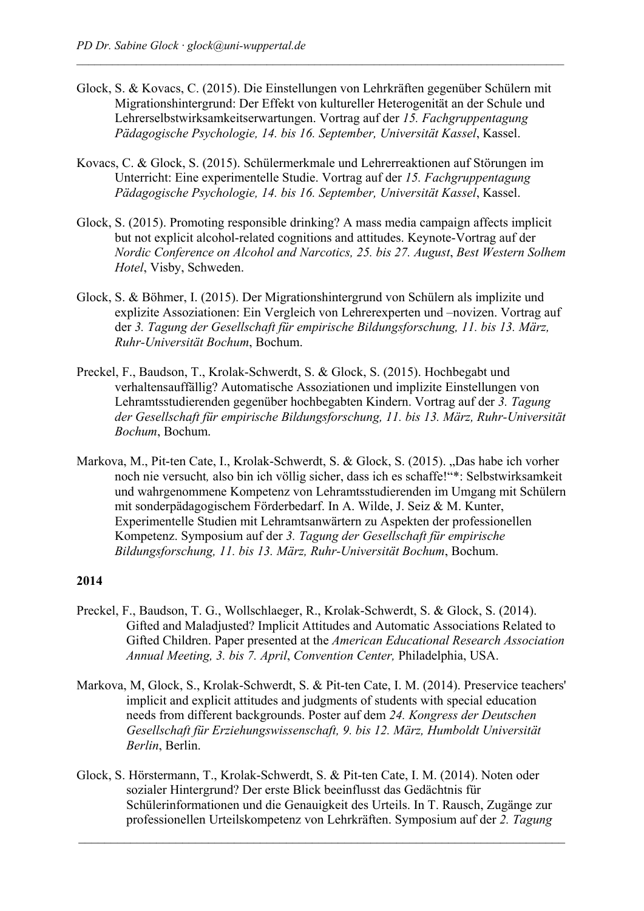Glock, S. & Kovacs, C. (2015). Die Einstellungen von Lehrkräften gegenüber Schülern mit Migrationshintergrund: Der Effekt von kultureller Heterogenität an der Schule und Lehrerselbstwirksamkeitserwartungen. Vortrag auf der *15. Fachgruppentagung Pädagogische Psychologie, 14. bis 16. September, Universität Kassel*, Kassel.

Kovacs, C. & Glock, S. (2015). Schülermerkmale und Lehrerreaktionen auf Störungen im Unterricht: Eine experimentelle Studie. Vortrag auf der *15. Fachgruppentagung Pädagogische Psychologie, 14. bis 16. September, Universität Kassel*, Kassel.

Glock, S. (2015). Promoting responsible drinking? A mass media campaign affects implicit but not explicit alcohol-related cognitions and attitudes. Keynote-Vortrag auf der *Nordic Conference on Alcohol and Narcotics, 25. bis 27. August*, *Best Western Solhem Hotel*, Visby, Schweden.

Glock, S. & Böhmer, I. (2015). Der Migrationshintergrund von Schülern als implizite und explizite Assoziationen: Ein Vergleich von Lehrerexperten und –novizen. Vortrag auf der *3. Tagung der Gesellschaft für empirische Bildungsforschung, 11. bis 13. März, Ruhr-Universität Bochum*, Bochum.

Preckel, F., Baudson, T., Krolak-Schwerdt, S. & Glock, S. (2015). Hochbegabt und verhaltensauffällig? Automatische Assoziationen und implizite Einstellungen von Lehramtsstudierenden gegenüber hochbegabten Kindern. Vortrag auf der *3. Tagung der Gesellschaft für empirische Bildungsforschung, 11. bis 13. März, Ruhr-Universität Bochum*, Bochum.

Markova, M., Pit-ten Cate, I., Krolak-Schwerdt, S. & Glock, S. (2015). „Das habe ich vorher noch nie versucht, also bin ich völlig sicher, dass ich es schaffe!"*: Selbstwirksamkeit und wahrgenommene Kompetenz von Lehramtsstudierenden im Umgang mit Schülern mit sonderpädagogischem Förderbedarf. In A. Wilde, J. Seiz & M. Kunter, Experimentelle Studien mit Lehramtsanwärtern zu Aspekten der professionellen Kompetenz. Symposium auf der *3. Tagung der Gesellschaft für empirische Bildungsforschung, 11. bis 13. März, Ruhr-Universität Bochum*, Bochum.

**2014**

Preckel, F., Baudson, T. G., Wollschlaeger, R., Krolak-Schwerdt, S. & Glock, S. (2014). Gifted and Maladjusted? Implicit Attitudes and Automatic Associations Related to Gifted Children. Paper presented at the *American Educational Research Association Annual Meeting, 3. bis 7. April*, *Convention Center,* Philadelphia, USA.

Markova, M, Glock, S., Krolak-Schwerdt, S. & Pit-ten Cate, I. M. (2014). Preservice teachers' implicit and explicit attitudes and judgments of students with special education needs from different backgrounds. Poster auf dem *24. Kongress der Deutschen Gesellschaft für Erziehungswissenschaft, 9. bis 12. März, Humboldt Universität Berlin*, Berlin.

Glock, S. Hörstermann, T., Krolak-Schwerdt, S. & Pit-ten Cate, I. M. (2014). Noten oder sozialer Hintergrund? Der erste Blick beeinflusst das Gedächtnis für Schülerinformationen und die Genauigkeit des Urteils. In T. Rausch, Zugänge zur professionellen Urteilskompetenz von Lehrkräften. Symposium auf der *2. Tagung*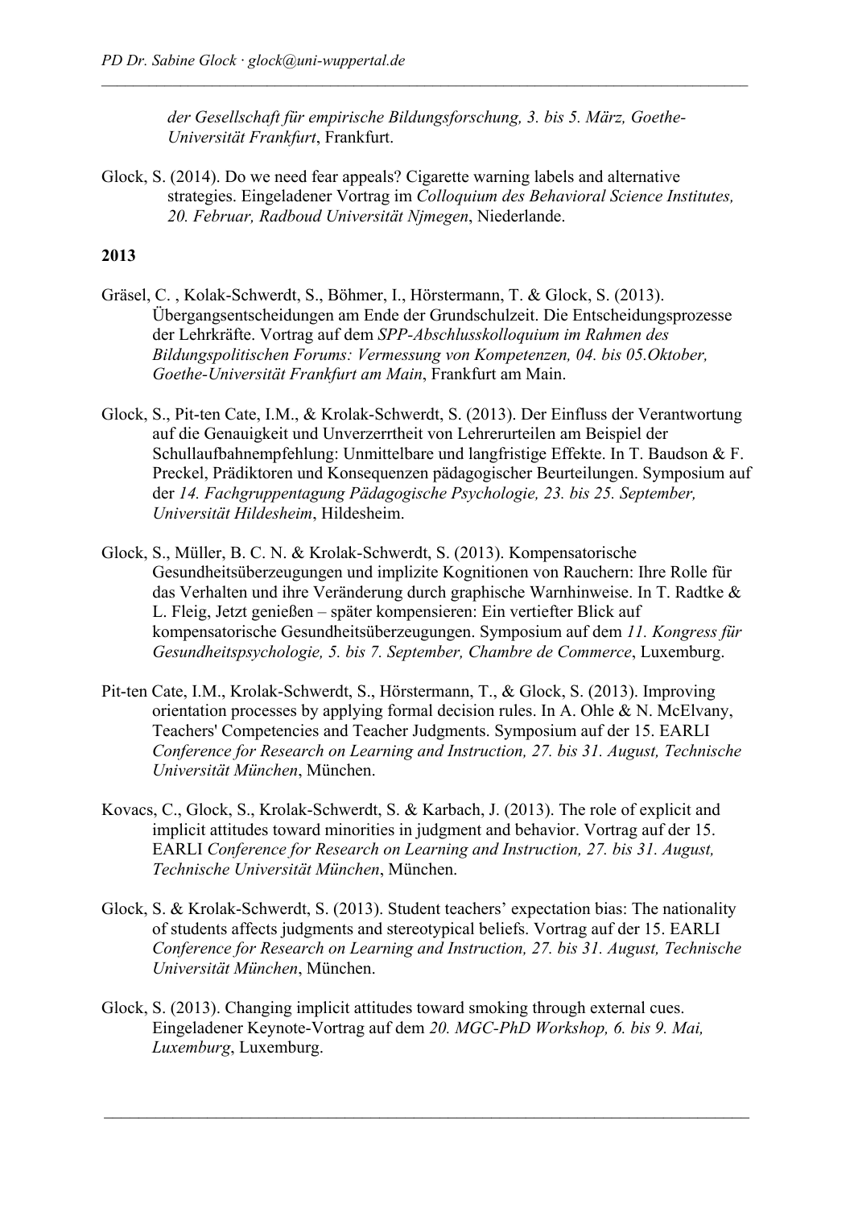*der Gesellschaft für empirische Bildungsforschung, 3. bis 5. März, Goethe-Universität Frankfurt*, Frankfurt.

Glock, S. (2014). Do we need fear appeals? Cigarette warning labels and alternative strategies. Eingeladener Vortrag im *Colloquium des Behavioral Science Institutes, 20. Februar, Radboud Universität Njmegen*, Niederlande.

**2013**

Gräsel, C. , Kolak-Schwerdt, S., Böhmer, I., Hörstermann, T. & Glock, S. (2013). Übergangsentscheidungen am Ende der Grundschulzeit. Die Entscheidungsprozesse der Lehrkräfte. Vortrag auf dem *SPP-Abschlusskolloquium im Rahmen des Bildungspolitischen Forums: Vermessung von Kompetenzen, 04. bis 05.Oktober, Goethe-Universität Frankfurt am Main*, Frankfurt am Main.

Glock, S., Pit-ten Cate, I.M., & Krolak-Schwerdt, S. (2013). Der Einfluss der Verantwortung auf die Genauigkeit und Unverzerrtheit von Lehrerurteilen am Beispiel der Schullaufbahnempfehlung: Unmittelbare und langfristige Effekte. In T. Baudson & F. Preckel, Prädiktoren und Konsequenzen pädagogischer Beurteilungen. Symposium auf der *14. Fachgruppentagung Pädagogische Psychologie, 23. bis 25. September, Universität Hildesheim*, Hildesheim.

Glock, S., Müller, B. C. N. & Krolak-Schwerdt, S. (2013). Kompensatorische Gesundheitsüberzeugungen und implizite Kognitionen von Rauchern: Ihre Rolle für das Verhalten und ihre Veränderung durch graphische Warnhinweise. In T. Radtke & L. Fleig, Jetzt genießen – später kompensieren: Ein vertiefter Blick auf kompensatorische Gesundheitsüberzeugungen. Symposium auf dem *11. Kongress für Gesundheitspsychologie, 5. bis 7. September, Chambre de Commerce*, Luxemburg.

Pit-ten Cate, I.M., Krolak-Schwerdt, S., Hörstermann, T., & Glock, S. (2013). Improving orientation processes by applying formal decision rules. In A. Ohle & N. McElvany, Teachers' Competencies and Teacher Judgments. Symposium auf der 15. EARLI *Conference for Research on Learning and Instruction, 27. bis 31. August, Technische Universität München*, München.

Kovacs, C., Glock, S., Krolak-Schwerdt, S. & Karbach, J. (2013). The role of explicit and implicit attitudes toward minorities in judgment and behavior. Vortrag auf der 15. EARLI *Conference for Research on Learning and Instruction, 27. bis 31. August, Technische Universität München*, München.

Glock, S. & Krolak-Schwerdt, S. (2013). Student teachers' expectation bias: The nationality of students affects judgments and stereotypical beliefs. Vortrag auf der 15. EARLI *Conference for Research on Learning and Instruction, 27. bis 31. August, Technische Universität München*, München.

Glock, S. (2013). Changing implicit attitudes toward smoking through external cues. Eingeladener Keynote-Vortrag auf dem *20. MGC-PhD Workshop, 6. bis 9. Mai, Luxemburg*, Luxemburg.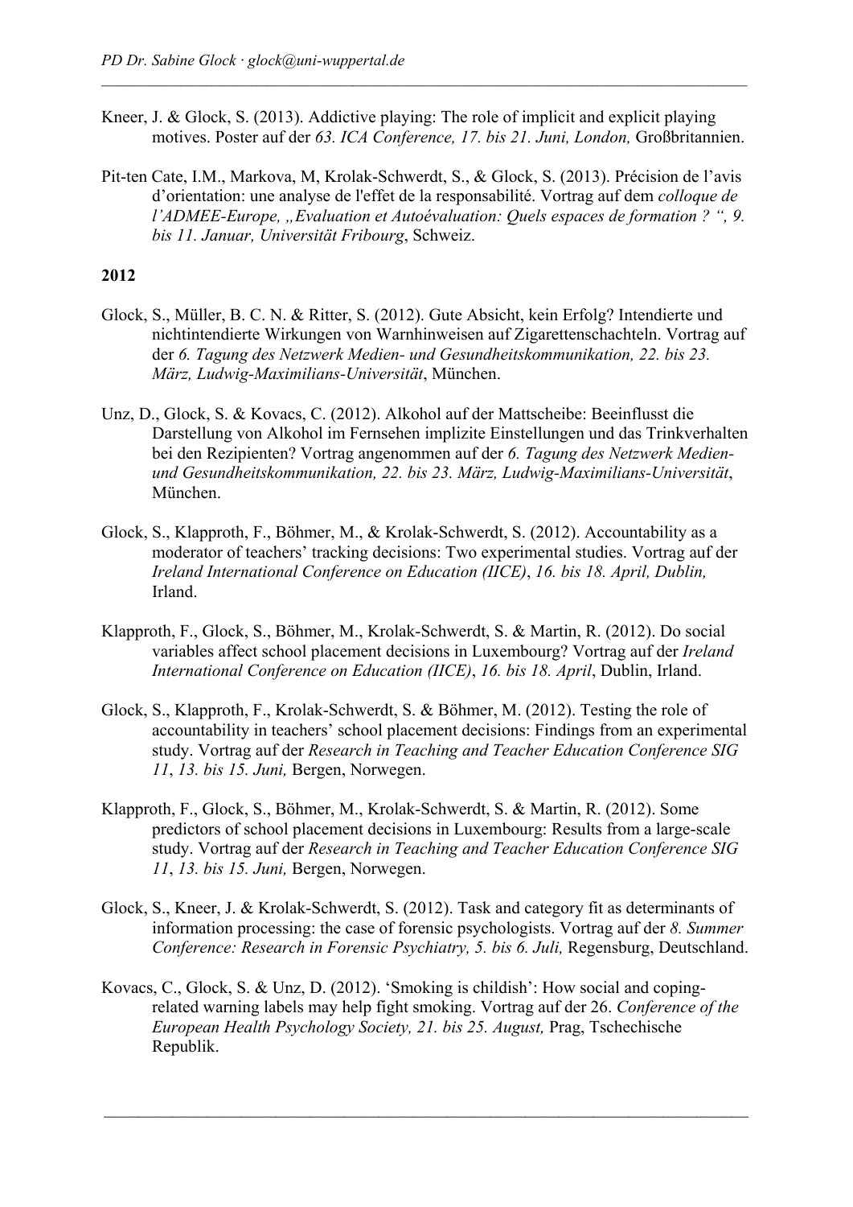Kneer, J. & Glock, S. (2013). Addictive playing: The role of implicit and explicit playing motives. Poster auf der *63. ICA Conference, 17. bis 21. Juni, London,* Großbritannien.

Pit-ten Cate, I.M., Markova, M, Krolak-Schwerdt, S., & Glock, S. (2013). Précision de l'avis d'orientation: une analyse de l'effet de la responsabilité. Vortrag auf dem *colloque de l'ADMEE-Europe, „Evaluation et Autoévaluation: Quels espaces de formation ? ", 9. bis 11. Januar, Universität Fribourg*, Schweiz.

**2012**

Glock, S., Müller, B. C. N. & Ritter, S. (2012). Gute Absicht, kein Erfolg? Intendierte und nichtintendierte Wirkungen von Warnhinweisen auf Zigarettenschachteln. Vortrag auf der *6. Tagung des Netzwerk Medien- und Gesundheitskommunikation, 22. bis 23. März, Ludwig-Maximilians-Universität*, München.

Unz, D., Glock, S. & Kovacs, C. (2012). Alkohol auf der Mattscheibe: Beeinflusst die Darstellung von Alkohol im Fernsehen implizite Einstellungen und das Trinkverhalten bei den Rezipienten? Vortrag angenommen auf der *6. Tagung des Netzwerk Medien- und Gesundheitskommunikation, 22. bis 23. März, Ludwig-Maximilians-Universität*, München.

Glock, S., Klapproth, F., Böhmer, M., & Krolak-Schwerdt, S. (2012). Accountability as a moderator of teachers' tracking decisions: Two experimental studies. Vortrag auf der *Ireland International Conference on Education (IICE)*, *16. bis 18. April, Dublin,* Irland.

Klapproth, F., Glock, S., Böhmer, M., Krolak-Schwerdt, S. & Martin, R. (2012). Do social variables affect school placement decisions in Luxembourg? Vortrag auf der *Ireland International Conference on Education (IICE)*, *16. bis 18. April*, Dublin, Irland.

Glock, S., Klapproth, F., Krolak-Schwerdt, S. & Böhmer, M. (2012). Testing the role of accountability in teachers' school placement decisions: Findings from an experimental study. Vortrag auf der *Research in Teaching and Teacher Education Conference SIG 11*, *13. bis 15. Juni,* Bergen, Norwegen.

Klapproth, F., Glock, S., Böhmer, M., Krolak-Schwerdt, S. & Martin, R. (2012). Some predictors of school placement decisions in Luxembourg: Results from a large-scale study. Vortrag auf der *Research in Teaching and Teacher Education Conference SIG 11*, *13. bis 15. Juni,* Bergen, Norwegen.

Glock, S., Kneer, J. & Krolak-Schwerdt, S. (2012). Task and category fit as determinants of information processing: the case of forensic psychologists. Vortrag auf der *8. Summer Conference: Research in Forensic Psychiatry, 5. bis 6. Juli,* Regensburg, Deutschland.

Kovacs, C., Glock, S. & Unz, D. (2012). 'Smoking is childish': How social and coping-related warning labels may help fight smoking. Vortrag auf der 26. *Conference of the European Health Psychology Society, 21. bis 25. August,* Prag, Tschechische Republik.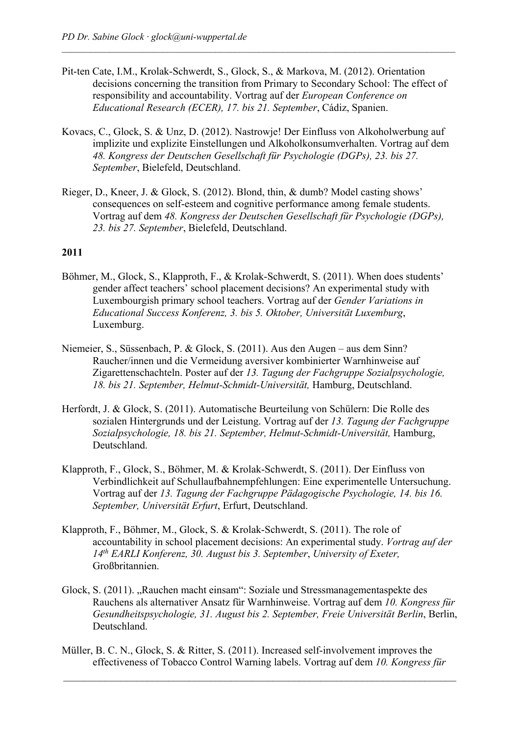Pit-ten Cate, I.M., Krolak-Schwerdt, S., Glock, S., & Markova, M. (2012). Orientation decisions concerning the transition from Primary to Secondary School: The effect of responsibility and accountability. Vortrag auf der *European Conference on Educational Research (ECER), 17. bis 21. September*, Cádiz, Spanien.

Kovacs, C., Glock, S. & Unz, D. (2012). Nastrowje! Der Einfluss von Alkoholwerbung auf implizite und explizite Einstellungen und Alkoholkonsumverhalten. Vortrag auf dem *48. Kongress der Deutschen Gesellschaft für Psychologie (DGPs), 23. bis 27. September*, Bielefeld, Deutschland.

Rieger, D., Kneer, J. & Glock, S. (2012). Blond, thin, & dumb? Model casting shows' consequences on self-esteem and cognitive performance among female students. Vortrag auf dem *48. Kongress der Deutschen Gesellschaft für Psychologie (DGPs), 23. bis 27. September*, Bielefeld, Deutschland.

**2011**

Böhmer, M., Glock, S., Klapproth, F., & Krolak-Schwerdt, S. (2011). When does students' gender affect teachers' school placement decisions? An experimental study with Luxembourgish primary school teachers. Vortrag auf der *Gender Variations in Educational Success Konferenz, 3. bis 5. Oktober, Universität Luxemburg*, Luxemburg.

Niemeier, S., Süssenbach, P. & Glock, S. (2011). Aus den Augen – aus dem Sinn? Raucher/innen und die Vermeidung aversiver kombinierter Warnhinweise auf Zigarettenschachteln. Poster auf der *13. Tagung der Fachgruppe Sozialpsychologie, 18. bis 21. September, Helmut-Schmidt-Universität,* Hamburg, Deutschland.

Herfordt, J. & Glock, S. (2011). Automatische Beurteilung von Schülern: Die Rolle des sozialen Hintergrunds und der Leistung. Vortrag auf der *13. Tagung der Fachgruppe Sozialpsychologie, 18. bis 21. September, Helmut-Schmidt-Universität,* Hamburg, Deutschland.

Klapproth, F., Glock, S., Böhmer, M. & Krolak-Schwerdt, S. (2011). Der Einfluss von Verbindlichkeit auf Schullaufbahnempfehlungen: Eine experimentelle Untersuchung. Vortrag auf der *13. Tagung der Fachgruppe Pädagogische Psychologie, 14. bis 16. September, Universität Erfurt*, Erfurt, Deutschland.

Klapproth, F., Böhmer, M., Glock, S. & Krolak-Schwerdt, S. (2011). The role of accountability in school placement decisions: An experimental study. *Vortrag auf der 14th EARLI Konferenz, 30. August bis 3. September*, *University of Exeter,* Großbritannien.

Glock, S. (2011). „Rauchen macht einsam": Soziale und Stressmanagementaspekte des Rauchens als alternativer Ansatz für Warnhinweise. Vortrag auf dem *10. Kongress für Gesundheitspsychologie, 31. August bis 2. September, Freie Universität Berlin*, Berlin, Deutschland.

Müller, B. C. N., Glock, S. & Ritter, S. (2011). Increased self-involvement improves the effectiveness of Tobacco Control Warning labels. Vortrag auf dem *10. Kongress für*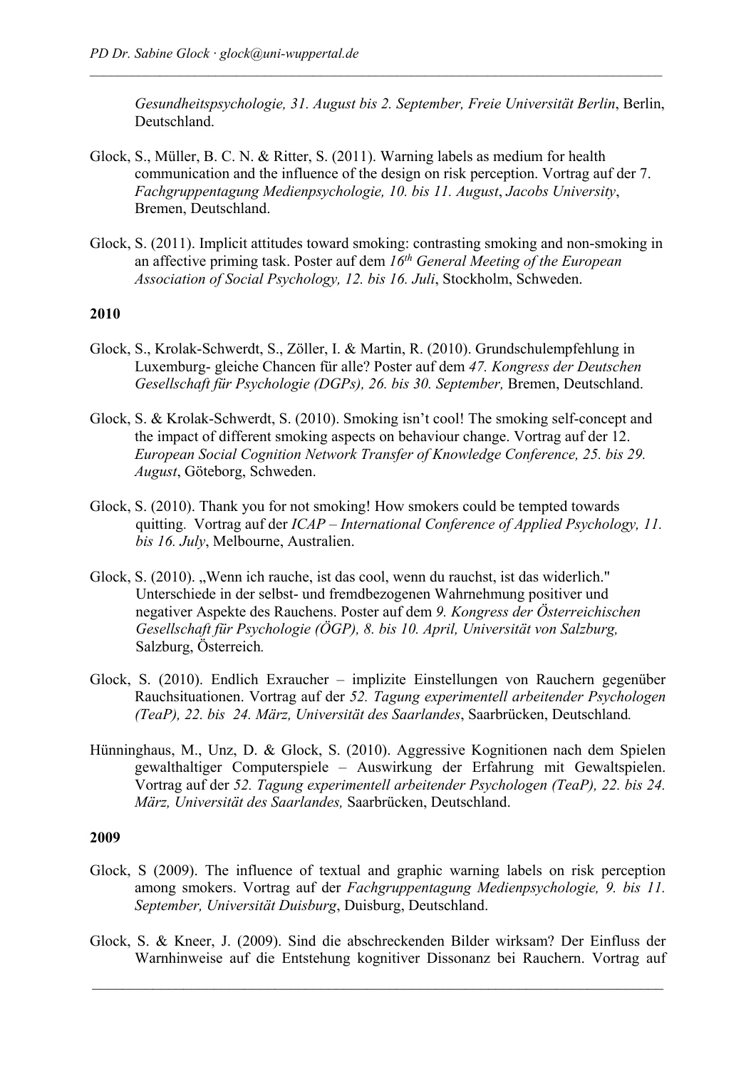*Gesundheitspsychologie, 31. August bis 2. September, Freie Universität Berlin*, Berlin, Deutschland.

Glock, S., Müller, B. C. N. & Ritter, S. (2011). Warning labels as medium for health communication and the influence of the design on risk perception. Vortrag auf der 7. *Fachgruppentagung Medienpsychologie, 10. bis 11. August*, *Jacobs University*, Bremen, Deutschland.

Glock, S. (2011). Implicit attitudes toward smoking: contrasting smoking and non-smoking in an affective priming task. Poster auf dem *16th General Meeting of the European Association of Social Psychology, 12. bis 16. Juli*, Stockholm, Schweden.

**2010**

Glock, S., Krolak-Schwerdt, S., Zöller, I. & Martin, R. (2010). Grundschulempfehlung in Luxemburg- gleiche Chancen für alle? Poster auf dem *47. Kongress der Deutschen Gesellschaft für Psychologie (DGPs), 26. bis 30. September,* Bremen, Deutschland.

Glock, S. & Krolak-Schwerdt, S. (2010). Smoking isn't cool! The smoking self-concept and the impact of different smoking aspects on behaviour change. Vortrag auf der 12. *European Social Cognition Network Transfer of Knowledge Conference, 25. bis 29. August*, Göteborg, Schweden.

Glock, S. (2010). Thank you for not smoking! How smokers could be tempted towards quitting. Vortrag auf der *ICAP – International Conference of Applied Psychology, 11. bis 16. July*, Melbourne, Australien.

Glock, S. (2010). „Wenn ich rauche, ist das cool, wenn du rauchst, ist das widerlich." Unterschiede in der selbst- und fremdbezogenen Wahrnehmung positiver und negativer Aspekte des Rauchens. Poster auf dem *9. Kongress der Österreichischen Gesellschaft für Psychologie (ÖGP), 8. bis 10. April, Universität von Salzburg,* Salzburg, Österreich.

Glock, S. (2010). Endlich Exraucher – implizite Einstellungen von Rauchern gegenüber Rauchsituationen. Vortrag auf der *52. Tagung experimentell arbeitender Psychologen (TeaP), 22. bis 24. März, Universität des Saarlandes*, Saarbrücken, Deutschland.

Hünninghaus, M., Unz, D. & Glock, S. (2010). Aggressive Kognitionen nach dem Spielen gewalthaltiger Computerspiele – Auswirkung der Erfahrung mit Gewaltspielen. Vortrag auf der *52. Tagung experimentell arbeitender Psychologen (TeaP), 22. bis 24. März, Universität des Saarlandes,* Saarbrücken, Deutschland.

**2009**

Glock, S (2009). The influence of textual and graphic warning labels on risk perception among smokers. Vortrag auf der *Fachgruppentagung Medienpsychologie, 9. bis 11. September, Universität Duisburg*, Duisburg, Deutschland.

Glock, S. & Kneer, J. (2009). Sind die abschreckenden Bilder wirksam? Der Einfluss der Warnhinweise auf die Entstehung kognitiver Dissonanz bei Rauchern. Vortrag auf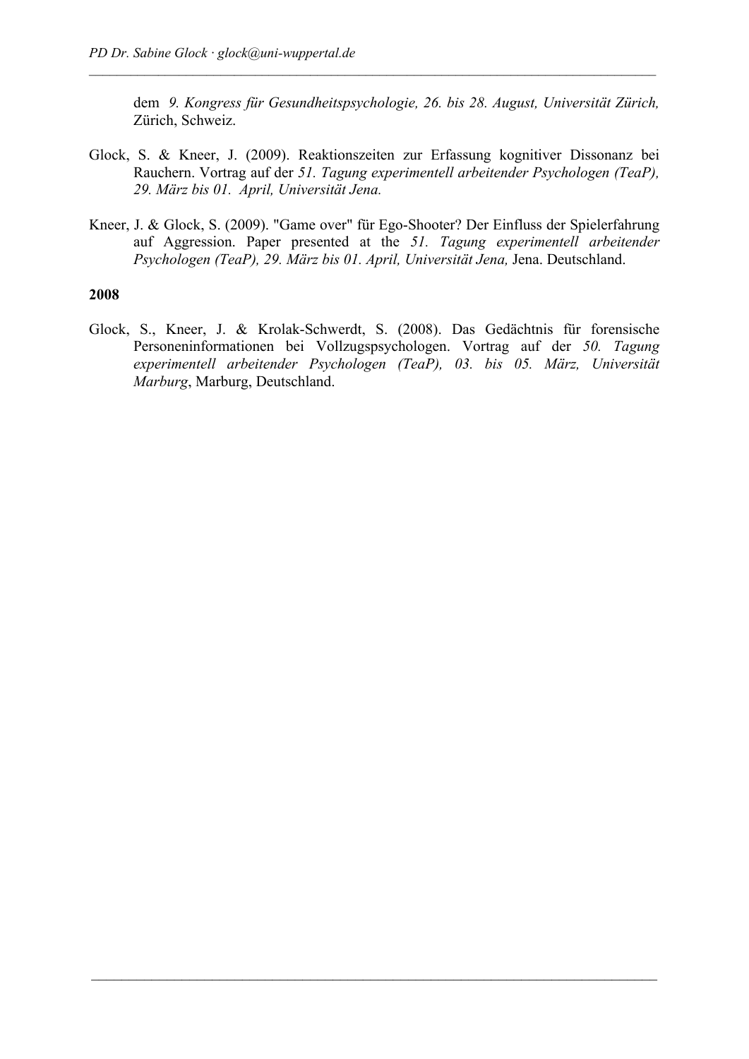dem *9. Kongress für Gesundheitspsychologie, 26. bis 28. August, Universität Zürich,* Zürich, Schweiz.

Glock, S. & Kneer, J. (2009). Reaktionszeiten zur Erfassung kognitiver Dissonanz bei Rauchern. Vortrag auf der *51. Tagung experimentell arbeitender Psychologen (TeaP), 29. März bis 01. April, Universität Jena.*

Kneer, J. & Glock, S. (2009). "Game over" für Ego-Shooter? Der Einfluss der Spielerfahrung auf Aggression. Paper presented at the *51. Tagung experimentell arbeitender Psychologen (TeaP), 29. März bis 01. April, Universität Jena,* Jena. Deutschland.

**2008**

Glock, S., Kneer, J. & Krolak-Schwerdt, S. (2008). Das Gedächtnis für forensische Personeninformationen bei Vollzugspsychologen. Vortrag auf der *50. Tagung experimentell arbeitender Psychologen (TeaP), 03. bis 05. März, Universität Marburg*, Marburg, Deutschland.